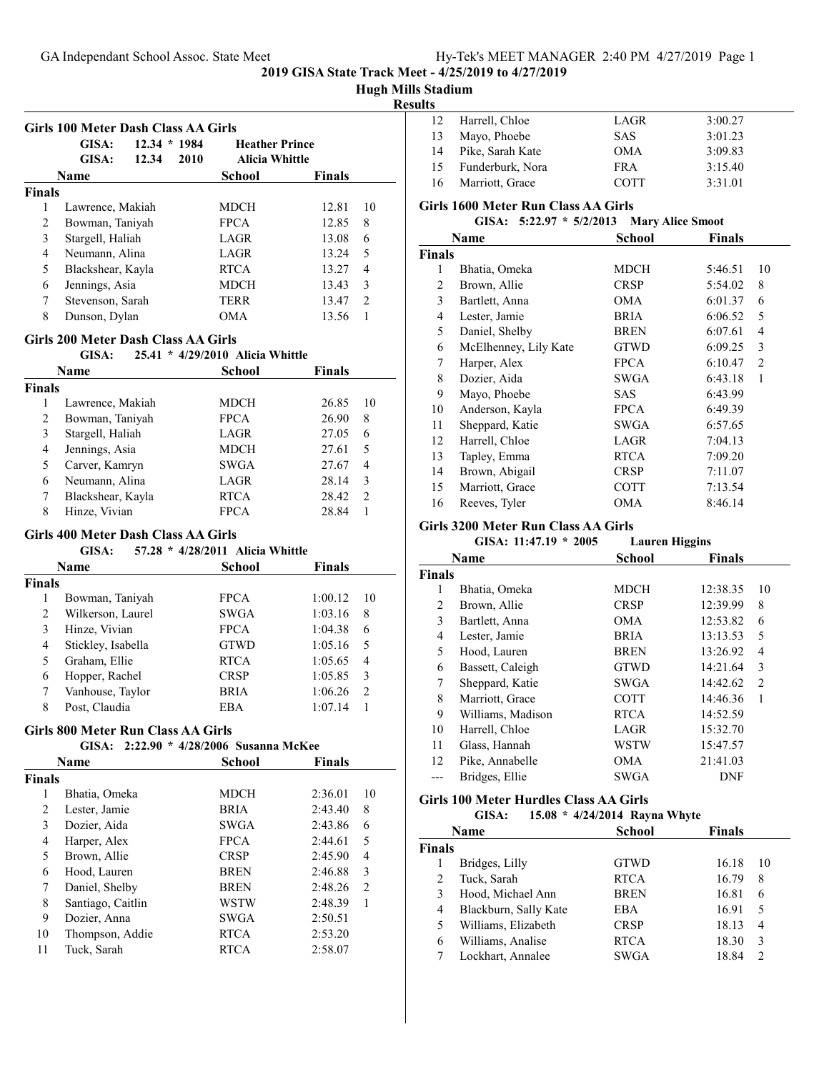**2019 GISA State Track Meet - 4/25/2019 to 4/27/2019**

**Hugh Mills Stadium**

**Results**

### Girls 100 Meter Dash Class AA Girls

GISA: 12.34 * 1984 Heather Prince
GISA: 12.34 2010 Alicia Whittle

| | Name | School | Finals | |
|---|---|---|---|---|
| **Finals** | | | | |
| 1 | Lawrence, Makiah | MDCH | 12.81 | 10 |
| 2 | Bowman, Taniyah | FPCA | 12.85 | 8 |
| 3 | Stargell, Haliah | LAGR | 13.08 | 6 |
| 4 | Neumann, Alina | LAGR | 13.24 | 5 |
| 5 | Blackshear, Kayla | RTCA | 13.27 | 4 |
| 6 | Jennings, Asia | MDCH | 13.43 | 3 |
| 7 | Stevenson, Sarah | TERR | 13.47 | 2 |
| 8 | Dunson, Dylan | OMA | 13.56 | 1 |

### Girls 200 Meter Dash Class AA Girls

GISA: 25.41 * 4/29/2010 Alicia Whittle

| | Name | School | Finals | |
|---|---|---|---|---|
| **Finals** | | | | |
| 1 | Lawrence, Makiah | MDCH | 26.85 | 10 |
| 2 | Bowman, Taniyah | FPCA | 26.90 | 8 |
| 3 | Stargell, Haliah | LAGR | 27.05 | 6 |
| 4 | Jennings, Asia | MDCH | 27.61 | 5 |
| 5 | Carver, Kamryn | SWGA | 27.67 | 4 |
| 6 | Neumann, Alina | LAGR | 28.14 | 3 |
| 7 | Blackshear, Kayla | RTCA | 28.42 | 2 |
| 8 | Hinze, Vivian | FPCA | 28.84 | 1 |

### Girls 400 Meter Dash Class AA Girls

GISA: 57.28 * 4/28/2011 Alicia Whittle

| | Name | School | Finals | |
|---|---|---|---|---|
| **Finals** | | | | |
| 1 | Bowman, Taniyah | FPCA | 1:00.12 | 10 |
| 2 | Wilkerson, Laurel | SWGA | 1:03.16 | 8 |
| 3 | Hinze, Vivian | FPCA | 1:04.38 | 6 |
| 4 | Stickley, Isabella | GTWD | 1:05.16 | 5 |
| 5 | Graham, Ellie | RTCA | 1:05.65 | 4 |
| 6 | Hopper, Rachel | CRSP | 1:05.85 | 3 |
| 7 | Vanhouse, Taylor | BRIA | 1:06.26 | 2 |
| 8 | Post, Claudia | EBA | 1:07.14 | 1 |

### Girls 800 Meter Run Class AA Girls

GISA: 2:22.90 * 4/28/2006 Susanna McKee

| | Name | School | Finals | |
|---|---|---|---|---|
| **Finals** | | | | |
| 1 | Bhatia, Omeka | MDCH | 2:36.01 | 10 |
| 2 | Lester, Jamie | BRIA | 2:43.40 | 8 |
| 3 | Dozier, Aida | SWGA | 2:43.86 | 6 |
| 4 | Harper, Alex | FPCA | 2:44.61 | 5 |
| 5 | Brown, Allie | CRSP | 2:45.90 | 4 |
| 6 | Hood, Lauren | BREN | 2:46.88 | 3 |
| 7 | Daniel, Shelby | BREN | 2:48.26 | 2 |
| 8 | Santiago, Caitlin | WSTW | 2:48.39 | 1 |
| 9 | Dozier, Anna | SWGA | 2:50.51 | |
| 10 | Thompson, Addie | RTCA | 2:53.20 | |
| 11 | Tuck, Sarah | RTCA | 2:58.07 | |
| 12 | Harrell, Chloe | LAGR | 3:00.27 | |
| 13 | Mayo, Phoebe | SAS | 3:01.23 | |
| 14 | Pike, Sarah Kate | OMA | 3:09.83 | |
| 15 | Funderburk, Nora | FRA | 3:15.40 | |
| 16 | Marriott, Grace | COTT | 3:31.01 | |

### Girls 1600 Meter Run Class AA Girls

GISA: 5:22.97 * 5/2/2013 Mary Alice Smoot

| | Name | School | Finals | |
|---|---|---|---|---|
| **Finals** | | | | |
| 1 | Bhatia, Omeka | MDCH | 5:46.51 | 10 |
| 2 | Brown, Allie | CRSP | 5:54.02 | 8 |
| 3 | Bartlett, Anna | OMA | 6:01.37 | 6 |
| 4 | Lester, Jamie | BRIA | 6:06.52 | 5 |
| 5 | Daniel, Shelby | BREN | 6:07.61 | 4 |
| 6 | McElhenney, Lily Kate | GTWD | 6:09.25 | 3 |
| 7 | Harper, Alex | FPCA | 6:10.47 | 2 |
| 8 | Dozier, Aida | SWGA | 6:43.18 | 1 |
| 9 | Mayo, Phoebe | SAS | 6:43.99 | |
| 10 | Anderson, Kayla | FPCA | 6:49.39 | |
| 11 | Sheppard, Katie | SWGA | 6:57.65 | |
| 12 | Harrell, Chloe | LAGR | 7:04.13 | |
| 13 | Tapley, Emma | RTCA | 7:09.20 | |
| 14 | Brown, Abigail | CRSP | 7:11.07 | |
| 15 | Marriott, Grace | COTT | 7:13.54 | |
| 16 | Reeves, Tyler | OMA | 8:46.14 | |

### Girls 3200 Meter Run Class AA Girls

GISA: 11:47.19 * 2005 Lauren Higgins

| | Name | School | Finals | |
|---|---|---|---|---|
| **Finals** | | | | |
| 1 | Bhatia, Omeka | MDCH | 12:38.35 | 10 |
| 2 | Brown, Allie | CRSP | 12:39.99 | 8 |
| 3 | Bartlett, Anna | OMA | 12:53.82 | 6 |
| 4 | Lester, Jamie | BRIA | 13:13.53 | 5 |
| 5 | Hood, Lauren | BREN | 13:26.92 | 4 |
| 6 | Bassett, Caleigh | GTWD | 14:21.64 | 3 |
| 7 | Sheppard, Katie | SWGA | 14:42.62 | 2 |
| 8 | Marriott, Grace | COTT | 14:46.36 | 1 |
| 9 | Williams, Madison | RTCA | 14:52.59 | |
| 10 | Harrell, Chloe | LAGR | 15:32.70 | |
| 11 | Glass, Hannah | WSTW | 15:47.57 | |
| 12 | Pike, Annabelle | OMA | 21:41.03 | |
| --- | Bridges, Ellie | SWGA | DNF | |

### Girls 100 Meter Hurdles Class AA Girls

GISA: 15.08 * 4/24/2014 Rayna Whyte

| | Name | School | Finals | |
|---|---|---|---|---|
| **Finals** | | | | |
| 1 | Bridges, Lilly | GTWD | 16.18 | 10 |
| 2 | Tuck, Sarah | RTCA | 16.79 | 8 |
| 3 | Hood, Michael Ann | BREN | 16.81 | 6 |
| 4 | Blackburn, Sally Kate | EBA | 16.91 | 5 |
| 5 | Williams, Elizabeth | CRSP | 18.13 | 4 |
| 6 | Williams, Analise | RTCA | 18.30 | 3 |
| 7 | Lockhart, Annalee | SWGA | 18.84 | 2 |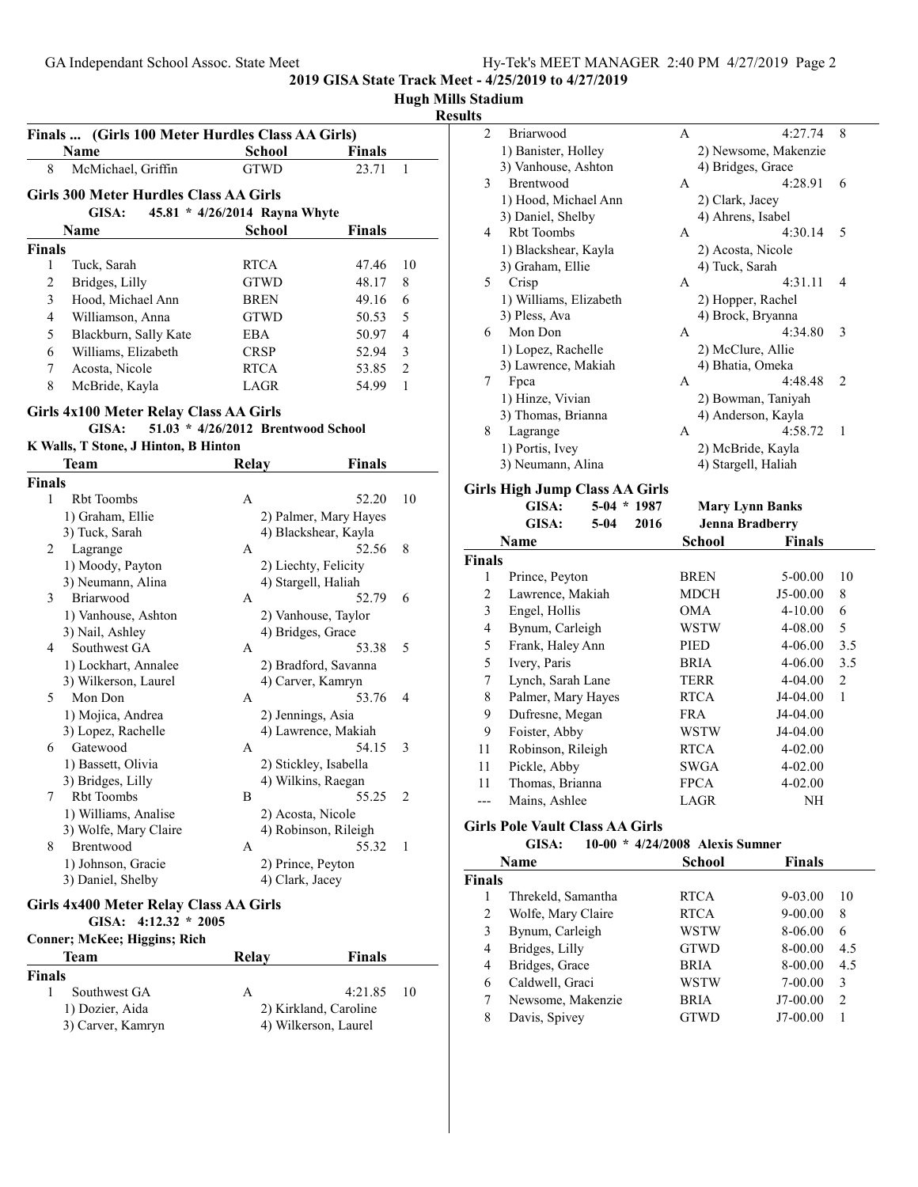2019 GISA State Track Meet - 4/25/2019 to 4/27/2019

Hugh Mills Stadium

Results

### Finals ... (Girls 100 Meter Hurdles Class AA Girls)

| | Name | School | Finals | |
|---|---|---|---|---|
| 8 | McMichael, Griffin | GTWD | 23.71 | 1 |

### Girls 300 Meter Hurdles Class AA Girls

GISA: 45.81 * 4/26/2014 Rayna Whyte

| | Name | School | Finals | |
|---|---|---|---|---|
| **Finals** | | | | |
| 1 | Tuck, Sarah | RTCA | 47.46 | 10 |
| 2 | Bridges, Lilly | GTWD | 48.17 | 8 |
| 3 | Hood, Michael Ann | BREN | 49.16 | 6 |
| 4 | Williamson, Anna | GTWD | 50.53 | 5 |
| 5 | Blackburn, Sally Kate | EBA | 50.97 | 4 |
| 6 | Williams, Elizabeth | CRSP | 52.94 | 3 |
| 7 | Acosta, Nicole | RTCA | 53.85 | 2 |
| 8 | McBride, Kayla | LAGR | 54.99 | 1 |

### Girls 4x100 Meter Relay Class AA Girls

GISA: 51.03 * 4/26/2012 Brentwood School

K Walls, T Stone, J Hinton, B Hinton

| | Team | Relay | Finals | |
|---|---|---|---|---|
| **Finals** | | | | |
| 1 | Rbt Toombs | A | 52.20 | 10 |
| | 1) Graham, Ellie | 2) Palmer, Mary Hayes | | |
| | 3) Tuck, Sarah | 4) Blackshear, Kayla | | |
| 2 | Lagrange | A | 52.56 | 8 |
| | 1) Moody, Payton | 2) Liechty, Felicity | | |
| | 3) Neumann, Alina | 4) Stargell, Haliah | | |
| 3 | Briarwood | A | 52.79 | 6 |
| | 1) Vanhouse, Ashton | 2) Vanhouse, Taylor | | |
| | 3) Nail, Ashley | 4) Bridges, Grace | | |
| 4 | Southwest GA | A | 53.38 | 5 |
| | 1) Lockhart, Annalee | 2) Bradford, Savanna | | |
| | 3) Wilkerson, Laurel | 4) Carver, Kamryn | | |
| 5 | Mon Don | A | 53.76 | 4 |
| | 1) Mojica, Andrea | 2) Jennings, Asia | | |
| | 3) Lopez, Rachelle | 4) Lawrence, Makiah | | |
| 6 | Gatewood | A | 54.15 | 3 |
| | 1) Bassett, Olivia | 2) Stickley, Isabella | | |
| | 3) Bridges, Lilly | 4) Wilkins, Raegan | | |
| 7 | Rbt Toombs | B | 55.25 | 2 |
| | 1) Williams, Analise | 2) Acosta, Nicole | | |
| | 3) Wolfe, Mary Claire | 4) Robinson, Rileigh | | |
| 8 | Brentwood | A | 55.32 | 1 |
| | 1) Johnson, Gracie | 2) Prince, Peyton | | |
| | 3) Daniel, Shelby | 4) Clark, Jacey | | |

### Girls 4x400 Meter Relay Class AA Girls

GISA: 4:12.32 * 2005

Conner; McKee; Higgins; Rich

| | Team | Relay | Finals | |
|---|---|---|---|---|
| **Finals** | | | | |
| 1 | Southwest GA | A | 4:21.85 | 10 |
| | 1) Dozier, Aida | 2) Kirkland, Caroline | | |
| | 3) Carver, Kamryn | 4) Wilkerson, Laurel | | |
| 2 | Briarwood | A | 4:27.74 | 8 |
| | 1) Banister, Holley | 2) Newsome, Makenzie | | |
| | 3) Vanhouse, Ashton | 4) Bridges, Grace | | |
| 3 | Brentwood | A | 4:28.91 | 6 |
| | 1) Hood, Michael Ann | 2) Clark, Jacey | | |
| | 3) Daniel, Shelby | 4) Ahrens, Isabel | | |
| 4 | Rbt Toombs | A | 4:30.14 | 5 |
| | 1) Blackshear, Kayla | 2) Acosta, Nicole | | |
| | 3) Graham, Ellie | 4) Tuck, Sarah | | |
| 5 | Crisp | A | 4:31.11 | 4 |
| | 1) Williams, Elizabeth | 2) Hopper, Rachel | | |
| | 3) Pless, Ava | 4) Brock, Bryanna | | |
| 6 | Mon Don | A | 4:34.80 | 3 |
| | 1) Lopez, Rachelle | 2) McClure, Allie | | |
| | 3) Lawrence, Makiah | 4) Bhatia, Omeka | | |
| 7 | Fpca | A | 4:48.48 | 2 |
| | 1) Hinze, Vivian | 2) Bowman, Taniyah | | |
| | 3) Thomas, Brianna | 4) Anderson, Kayla | | |
| 8 | Lagrange | A | 4:58.72 | 1 |
| | 1) Portis, Ivey | 2) McBride, Kayla | | |
| | 3) Neumann, Alina | 4) Stargell, Haliah | | |

### Girls High Jump Class AA Girls

GISA: 5-04 * 1987 Mary Lynn Banks

GISA: 5-04 2016 Jenna Bradberry

| | Name | School | Finals | |
|---|---|---|---|---|
| **Finals** | | | | |
| 1 | Prince, Peyton | BREN | 5-00.00 | 10 |
| 2 | Lawrence, Makiah | MDCH | J5-00.00 | 8 |
| 3 | Engel, Hollis | OMA | 4-10.00 | 6 |
| 4 | Bynum, Carleigh | WSTW | 4-08.00 | 5 |
| 5 | Frank, Haley Ann | PIED | 4-06.00 | 3.5 |
| 5 | Ivery, Paris | BRIA | 4-06.00 | 3.5 |
| 7 | Lynch, Sarah Lane | TERR | 4-04.00 | 2 |
| 8 | Palmer, Mary Hayes | RTCA | J4-04.00 | 1 |
| 9 | Dufresne, Megan | FRA | J4-04.00 | |
| 9 | Foister, Abby | WSTW | J4-04.00 | |
| 11 | Robinson, Rileigh | RTCA | 4-02.00 | |
| 11 | Pickle, Abby | SWGA | 4-02.00 | |
| 11 | Thomas, Brianna | FPCA | 4-02.00 | |
| --- | Mains, Ashlee | LAGR | NH | |

### Girls Pole Vault Class AA Girls

GISA: 10-00 * 4/24/2008 Alexis Sumner

| | Name | School | Finals | |
|---|---|---|---|---|
| **Finals** | | | | |
| 1 | Threkeld, Samantha | RTCA | 9-03.00 | 10 |
| 2 | Wolfe, Mary Claire | RTCA | 9-00.00 | 8 |
| 3 | Bynum, Carleigh | WSTW | 8-06.00 | 6 |
| 4 | Bridges, Lilly | GTWD | 8-00.00 | 4.5 |
| 4 | Bridges, Grace | BRIA | 8-00.00 | 4.5 |
| 6 | Caldwell, Graci | WSTW | 7-00.00 | 3 |
| 7 | Newsome, Makenzie | BRIA | J7-00.00 | 2 |
| 8 | Davis, Spivey | GTWD | J7-00.00 | 1 |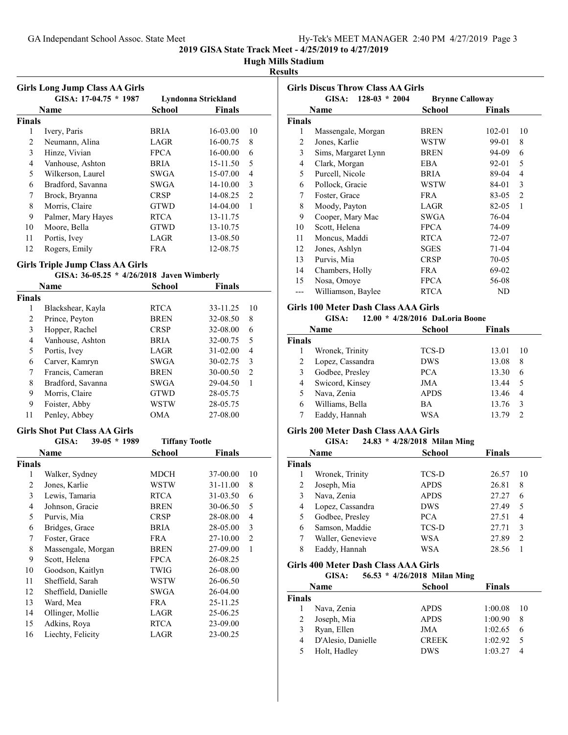## Girls Long Jump Class AA Girls

GISA: 17-04.75 * 1987 Lyndonna Strickland

| | Name | School | Finals | |
|---|---|---|---|---|
| **Finals** | | | | |
| 1 | Ivery, Paris | BRIA | 16-03.00 | 10 |
| 2 | Neumann, Alina | LAGR | 16-00.75 | 8 |
| 3 | Hinze, Vivian | FPCA | 16-00.00 | 6 |
| 4 | Vanhouse, Ashton | BRIA | 15-11.50 | 5 |
| 5 | Wilkerson, Laurel | SWGA | 15-07.00 | 4 |
| 6 | Bradford, Savanna | SWGA | 14-10.00 | 3 |
| 7 | Brock, Bryanna | CRSP | 14-08.25 | 2 |
| 8 | Morris, Claire | GTWD | 14-04.00 | 1 |
| 9 | Palmer, Mary Hayes | RTCA | 13-11.75 | |
| 10 | Moore, Bella | GTWD | 13-10.75 | |
| 11 | Portis, Ivey | LAGR | 13-08.50 | |
| 12 | Rogers, Emily | FRA | 12-08.75 | |

## Girls Triple Jump Class AA Girls

GISA: 36-05.25 * 4/26/2018 Javen Wimberly

| | Name | School | Finals | |
|---|---|---|---|---|
| **Finals** | | | | |
| 1 | Blackshear, Kayla | RTCA | 33-11.25 | 10 |
| 2 | Prince, Peyton | BREN | 32-08.50 | 8 |
| 3 | Hopper, Rachel | CRSP | 32-08.00 | 6 |
| 4 | Vanhouse, Ashton | BRIA | 32-00.75 | 5 |
| 5 | Portis, Ivey | LAGR | 31-02.00 | 4 |
| 6 | Carver, Kamryn | SWGA | 30-02.75 | 3 |
| 7 | Francis, Cameran | BREN | 30-00.50 | 2 |
| 8 | Bradford, Savanna | SWGA | 29-04.50 | 1 |
| 9 | Morris, Claire | GTWD | 28-05.75 | |
| 9 | Foister, Abby | WSTW | 28-05.75 | |
| 11 | Penley, Abbey | OMA | 27-08.00 | |

## Girls Shot Put Class AA Girls

GISA: 39-05 * 1989 Tiffany Tootle

| | Name | School | Finals | |
|---|---|---|---|---|
| **Finals** | | | | |
| 1 | Walker, Sydney | MDCH | 37-00.00 | 10 |
| 2 | Jones, Karlie | WSTW | 31-11.00 | 8 |
| 3 | Lewis, Tamaria | RTCA | 31-03.50 | 6 |
| 4 | Johnson, Gracie | BREN | 30-06.50 | 5 |
| 5 | Purvis, Mia | CRSP | 28-08.00 | 4 |
| 6 | Bridges, Grace | BRIA | 28-05.00 | 3 |
| 7 | Foster, Grace | FRA | 27-10.00 | 2 |
| 8 | Massengale, Morgan | BREN | 27-09.00 | 1 |
| 9 | Scott, Helena | FPCA | 26-08.25 | |
| 10 | Goodson, Kaitlyn | TWIG | 26-08.00 | |
| 11 | Sheffield, Sarah | WSTW | 26-06.50 | |
| 12 | Sheffield, Danielle | SWGA | 26-04.00 | |
| 13 | Ward, Mea | FRA | 25-11.25 | |
| 14 | Ollinger, Mollie | LAGR | 25-06.25 | |
| 15 | Adkins, Roya | RTCA | 23-09.00 | |
| 16 | Liechty, Felicity | LAGR | 23-00.25 | |

## Girls Discus Throw Class AA Girls

GISA: 128-03 * 2004 Brynne Calloway

| | Name | School | Finals | |
|---|---|---|---|---|
| **Finals** | | | | |
| 1 | Massengale, Morgan | BREN | 102-01 | 10 |
| 2 | Jones, Karlie | WSTW | 99-01 | 8 |
| 3 | Sims, Margaret Lynn | BREN | 94-09 | 6 |
| 4 | Clark, Morgan | EBA | 92-01 | 5 |
| 5 | Purcell, Nicole | BRIA | 89-04 | 4 |
| 6 | Pollock, Gracie | WSTW | 84-01 | 3 |
| 7 | Foster, Grace | FRA | 83-05 | 2 |
| 8 | Moody, Payton | LAGR | 82-05 | 1 |
| 9 | Cooper, Mary Mac | SWGA | 76-04 | |
| 10 | Scott, Helena | FPCA | 74-09 | |
| 11 | Moncus, Maddi | RTCA | 72-07 | |
| 12 | Jones, Ashlyn | SGES | 71-04 | |
| 13 | Purvis, Mia | CRSP | 70-05 | |
| 14 | Chambers, Holly | FRA | 69-02 | |
| 15 | Nosa, Omoye | FPCA | 56-08 | |
| --- | Williamson, Baylee | RTCA | ND | |

## Girls 100 Meter Dash Class AAA Girls

GISA: 12.00 * 4/28/2016 DaLoria Boone

| | Name | School | Finals | |
|---|---|---|---|---|
| **Finals** | | | | |
| 1 | Wronek, Trinity | TCS-D | 13.01 | 10 |
| 2 | Lopez, Cassandra | DWS | 13.08 | 8 |
| 3 | Godbee, Presley | PCA | 13.30 | 6 |
| 4 | Swicord, Kinsey | JMA | 13.44 | 5 |
| 5 | Nava, Zenia | APDS | 13.46 | 4 |
| 6 | Williams, Bella | BA | 13.76 | 3 |
| 7 | Eaddy, Hannah | WSA | 13.79 | 2 |

## Girls 200 Meter Dash Class AAA Girls

GISA: 24.83 * 4/28/2018 Milan Ming

| | Name | School | Finals | |
|---|---|---|---|---|
| **Finals** | | | | |
| 1 | Wronek, Trinity | TCS-D | 26.57 | 10 |
| 2 | Joseph, Mia | APDS | 26.81 | 8 |
| 3 | Nava, Zenia | APDS | 27.27 | 6 |
| 4 | Lopez, Cassandra | DWS | 27.49 | 5 |
| 5 | Godbee, Presley | PCA | 27.51 | 4 |
| 6 | Samson, Maddie | TCS-D | 27.71 | 3 |
| 7 | Waller, Genevieve | WSA | 27.89 | 2 |
| 8 | Eaddy, Hannah | WSA | 28.56 | 1 |

## Girls 400 Meter Dash Class AAA Girls

GISA: 56.53 * 4/26/2018 Milan Ming

| | Name | School | Finals | |
|---|---|---|---|---|
| **Finals** | | | | |
| 1 | Nava, Zenia | APDS | 1:00.08 | 10 |
| 2 | Joseph, Mia | APDS | 1:00.90 | 8 |
| 3 | Ryan, Ellen | JMA | 1:02.65 | 6 |
| 4 | D'Alesio, Danielle | CREEK | 1:02.92 | 5 |
| 5 | Holt, Hadley | DWS | 1:03.27 | 4 |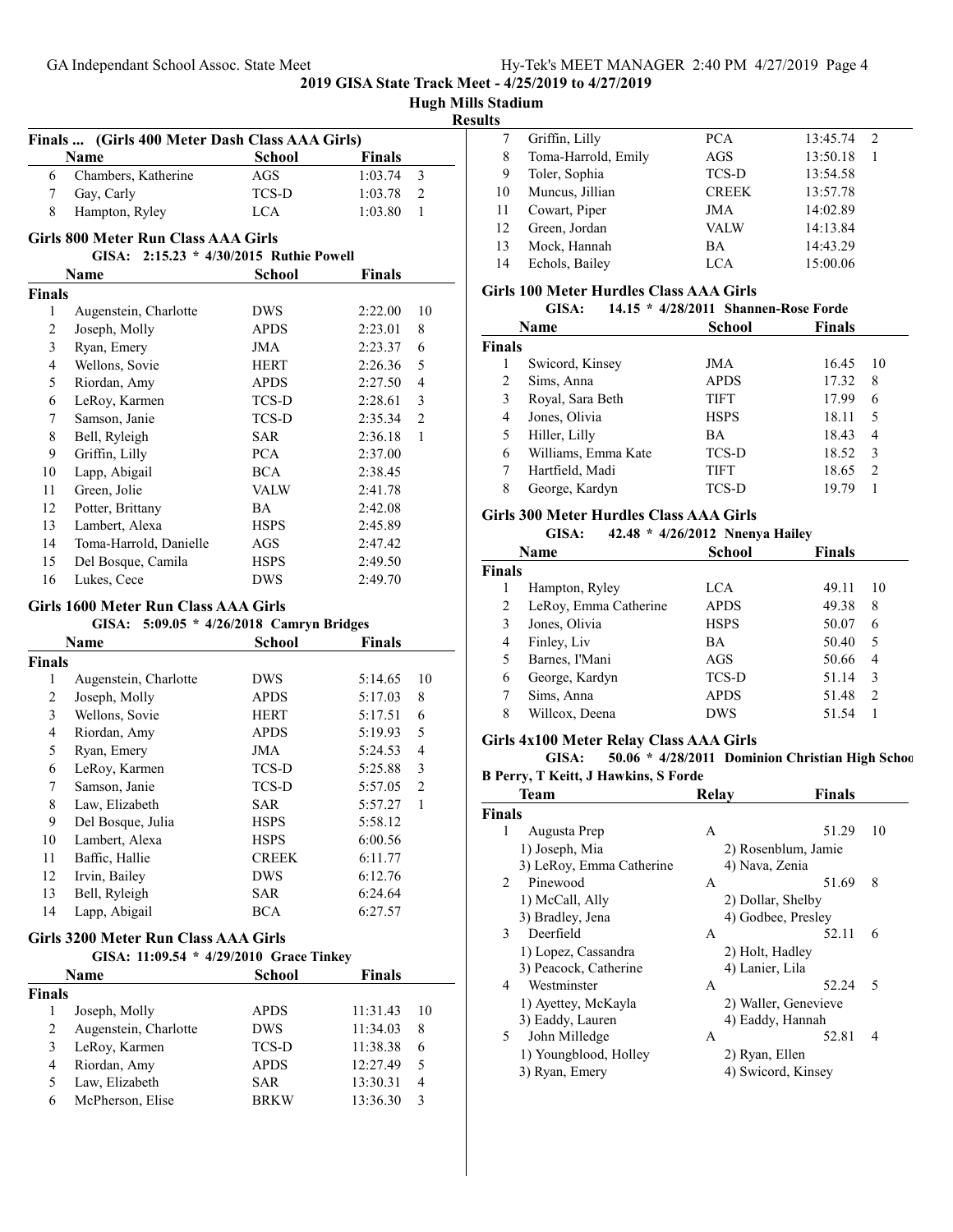## 2019 GISA State Track Meet - 4/25/2019 to 4/27/2019

### Hugh Mills Stadium

#### Results

### Finals ... (Girls 400 Meter Dash Class AAA Girls)

| | Name | School | Finals | |
|---|---|---|---|---|
| 6 | Chambers, Katherine | AGS | 1:03.74 | 3 |
| 7 | Gay, Carly | TCS-D | 1:03.78 | 2 |
| 8 | Hampton, Ryley | LCA | 1:03.80 | 1 |

### Girls 800 Meter Run Class AAA Girls

GISA: 2:15.23 * 4/30/2015 Ruthie Powell

| | Name | School | Finals | |
|---|---|---|---|---|
| **Finals** | | | | |
| 1 | Augenstein, Charlotte | DWS | 2:22.00 | 10 |
| 2 | Joseph, Molly | APDS | 2:23.01 | 8 |
| 3 | Ryan, Emery | JMA | 2:23.37 | 6 |
| 4 | Wellons, Sovie | HERT | 2:26.36 | 5 |
| 5 | Riordan, Amy | APDS | 2:27.50 | 4 |
| 6 | LeRoy, Karmen | TCS-D | 2:28.61 | 3 |
| 7 | Samson, Janie | TCS-D | 2:35.34 | 2 |
| 8 | Bell, Ryleigh | SAR | 2:36.18 | 1 |
| 9 | Griffin, Lilly | PCA | 2:37.00 | |
| 10 | Lapp, Abigail | BCA | 2:38.45 | |
| 11 | Green, Jolie | VALW | 2:41.78 | |
| 12 | Potter, Brittany | BA | 2:42.08 | |
| 13 | Lambert, Alexa | HSPS | 2:45.89 | |
| 14 | Toma-Harrold, Danielle | AGS | 2:47.42 | |
| 15 | Del Bosque, Camila | HSPS | 2:49.50 | |
| 16 | Lukes, Cece | DWS | 2:49.70 | |

### Girls 1600 Meter Run Class AAA Girls

GISA: 5:09.05 * 4/26/2018 Camryn Bridges

| | Name | School | Finals | |
|---|---|---|---|---|
| **Finals** | | | | |
| 1 | Augenstein, Charlotte | DWS | 5:14.65 | 10 |
| 2 | Joseph, Molly | APDS | 5:17.03 | 8 |
| 3 | Wellons, Sovie | HERT | 5:17.51 | 6 |
| 4 | Riordan, Amy | APDS | 5:19.93 | 5 |
| 5 | Ryan, Emery | JMA | 5:24.53 | 4 |
| 6 | LeRoy, Karmen | TCS-D | 5:25.88 | 3 |
| 7 | Samson, Janie | TCS-D | 5:57.05 | 2 |
| 8 | Law, Elizabeth | SAR | 5:57.27 | 1 |
| 9 | Del Bosque, Julia | HSPS | 5:58.12 | |
| 10 | Lambert, Alexa | HSPS | 6:00.56 | |
| 11 | Baffic, Hallie | CREEK | 6:11.77 | |
| 12 | Irvin, Bailey | DWS | 6:12.76 | |
| 13 | Bell, Ryleigh | SAR | 6:24.64 | |
| 14 | Lapp, Abigail | BCA | 6:27.57 | |

### Girls 3200 Meter Run Class AAA Girls

GISA: 11:09.54 * 4/29/2010 Grace Tinkey

| | Name | School | Finals | |
|---|---|---|---|---|
| **Finals** | | | | |
| 1 | Joseph, Molly | APDS | 11:31.43 | 10 |
| 2 | Augenstein, Charlotte | DWS | 11:34.03 | 8 |
| 3 | LeRoy, Karmen | TCS-D | 11:38.38 | 6 |
| 4 | Riordan, Amy | APDS | 12:27.49 | 5 |
| 5 | Law, Elizabeth | SAR | 13:30.31 | 4 |
| 6 | McPherson, Elise | BRKW | 13:36.30 | 3 |
| 7 | Griffin, Lilly | PCA | 13:45.74 | 2 |
| 8 | Toma-Harrold, Emily | AGS | 13:50.18 | 1 |
| 9 | Toler, Sophia | TCS-D | 13:54.58 | |
| 10 | Muncus, Jillian | CREEK | 13:57.78 | |
| 11 | Cowart, Piper | JMA | 14:02.89 | |
| 12 | Green, Jordan | VALW | 14:13.84 | |
| 13 | Mock, Hannah | BA | 14:43.29 | |
| 14 | Echols, Bailey | LCA | 15:00.06 | |

### Girls 100 Meter Hurdles Class AAA Girls

GISA: 14.15 * 4/28/2011 Shannen-Rose Forde

| | Name | School | Finals | |
|---|---|---|---|---|
| **Finals** | | | | |
| 1 | Swicord, Kinsey | JMA | 16.45 | 10 |
| 2 | Sims, Anna | APDS | 17.32 | 8 |
| 3 | Royal, Sara Beth | TIFT | 17.99 | 6 |
| 4 | Jones, Olivia | HSPS | 18.11 | 5 |
| 5 | Hiller, Lilly | BA | 18.43 | 4 |
| 6 | Williams, Emma Kate | TCS-D | 18.52 | 3 |
| 7 | Hartfield, Madi | TIFT | 18.65 | 2 |
| 8 | George, Kardyn | TCS-D | 19.79 | 1 |

### Girls 300 Meter Hurdles Class AAA Girls

GISA: 42.48 * 4/26/2012 Nnenya Hailey

| | Name | School | Finals | |
|---|---|---|---|---|
| **Finals** | | | | |
| 1 | Hampton, Ryley | LCA | 49.11 | 10 |
| 2 | LeRoy, Emma Catherine | APDS | 49.38 | 8 |
| 3 | Jones, Olivia | HSPS | 50.07 | 6 |
| 4 | Finley, Liv | BA | 50.40 | 5 |
| 5 | Barnes, I'Mani | AGS | 50.66 | 4 |
| 6 | George, Kardyn | TCS-D | 51.14 | 3 |
| 7 | Sims, Anna | APDS | 51.48 | 2 |
| 8 | Willcox, Deena | DWS | 51.54 | 1 |

### Girls 4x100 Meter Relay Class AAA Girls

GISA: 50.06 * 4/28/2011 Dominion Christian High Schoo

B Perry, T Keitt, J Hawkins, S Forde

| | Team | Relay | Finals | |
|---|---|---|---|---|
| **Finals** | | | | |
| 1 | Augusta Prep | A | 51.29 | 10 |
| | 1) Joseph, Mia | 2) Rosenblum, Jamie | | |
| | 3) LeRoy, Emma Catherine | 4) Nava, Zenia | | |
| 2 | Pinewood | A | 51.69 | 8 |
| | 1) McCall, Ally | 2) Dollar, Shelby | | |
| | 3) Bradley, Jena | 4) Godbee, Presley | | |
| 3 | Deerfield | A | 52.11 | 6 |
| | 1) Lopez, Cassandra | 2) Holt, Hadley | | |
| | 3) Peacock, Catherine | 4) Lanier, Lila | | |
| 4 | Westminster | A | 52.24 | 5 |
| | 1) Ayettey, McKayla | 2) Waller, Genevieve | | |
| | 3) Eaddy, Lauren | 4) Eaddy, Hannah | | |
| 5 | John Milledge | A | 52.81 | 4 |
| | 1) Youngblood, Holley | 2) Ryan, Ellen | | |
| | 3) Ryan, Emery | 4) Swicord, Kinsey | | |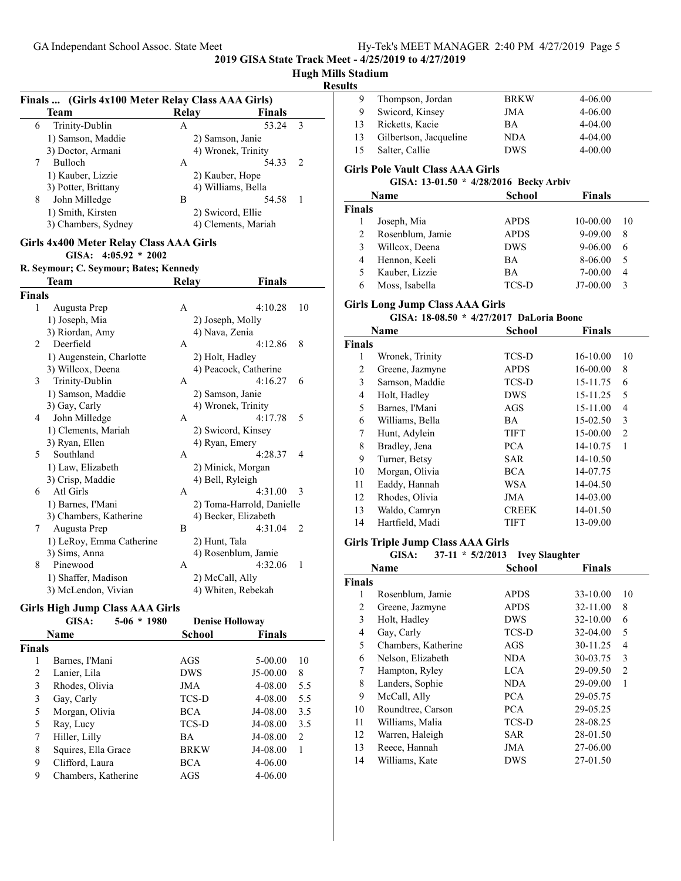**2019 GISA State Track Meet - 4/25/2019 to 4/27/2019**

**Hugh Mills Stadium**

**Results**

### Finals ... (Girls 4x100 Meter Relay Class AAA Girls)

| | Team | Relay | Finals | |
|---|---|---|---|---|
| 6 | Trinity-Dublin | A | 53.24 | 3 |
| | 1) Samson, Maddie | 2) Samson, Janie | | |
| | 3) Doctor, Armani | 4) Wronek, Trinity | | |
| 7 | Bulloch | A | 54.33 | 2 |
| | 1) Kauber, Lizzie | 2) Kauber, Hope | | |
| | 3) Potter, Brittany | 4) Williams, Bella | | |
| 8 | John Milledge | B | 54.58 | 1 |
| | 1) Smith, Kirsten | 2) Swicord, Ellie | | |
| | 3) Chambers, Sydney | 4) Clements, Mariah | | |

### Girls 4x400 Meter Relay Class AAA Girls

GISA: 4:05.92 * 2002

R. Seymour; C. Seymour; Bates; Kennedy

| | Team | Relay | Finals | |
|---|---|---|---|---|
| **Finals** | | | | |
| 1 | Augusta Prep | A | 4:10.28 | 10 |
| | 1) Joseph, Mia | 2) Joseph, Molly | | |
| | 3) Riordan, Amy | 4) Nava, Zenia | | |
| 2 | Deerfield | A | 4:12.86 | 8 |
| | 1) Augenstein, Charlotte | 2) Holt, Hadley | | |
| | 3) Willcox, Deena | 4) Peacock, Catherine | | |
| 3 | Trinity-Dublin | A | 4:16.27 | 6 |
| | 1) Samson, Maddie | 2) Samson, Janie | | |
| | 3) Gay, Carly | 4) Wronek, Trinity | | |
| 4 | John Milledge | A | 4:17.78 | 5 |
| | 1) Clements, Mariah | 2) Swicord, Kinsey | | |
| | 3) Ryan, Ellen | 4) Ryan, Emery | | |
| 5 | Southland | A | 4:28.37 | 4 |
| | 1) Law, Elizabeth | 2) Minick, Morgan | | |
| | 3) Crisp, Maddie | 4) Bell, Ryleigh | | |
| 6 | Atl Girls | A | 4:31.00 | 3 |
| | 1) Barnes, I'Mani | 2) Toma-Harrold, Danielle | | |
| | 3) Chambers, Katherine | 4) Becker, Elizabeth | | |
| 7 | Augusta Prep | B | 4:31.04 | 2 |
| | 1) LeRoy, Emma Catherine | 2) Hunt, Tala | | |
| | 3) Sims, Anna | 4) Rosenblum, Jamie | | |
| 8 | Pinewood | A | 4:32.06 | 1 |
| | 1) Shaffer, Madison | 2) McCall, Ally | | |
| | 3) McLendon, Vivian | 4) Whiten, Rebekah | | |

### Girls High Jump Class AAA Girls

GISA: 5-06 * 1980 Denise Holloway

| | Name | School | Finals | |
|---|---|---|---|---|
| **Finals** | | | | |
| 1 | Barnes, I'Mani | AGS | 5-00.00 | 10 |
| 2 | Lanier, Lila | DWS | J5-00.00 | 8 |
| 3 | Rhodes, Olivia | JMA | 4-08.00 | 5.5 |
| 3 | Gay, Carly | TCS-D | 4-08.00 | 5.5 |
| 5 | Morgan, Olivia | BCA | J4-08.00 | 3.5 |
| 5 | Ray, Lucy | TCS-D | J4-08.00 | 3.5 |
| 7 | Hiller, Lilly | BA | J4-08.00 | 2 |
| 8 | Squires, Ella Grace | BRKW | J4-08.00 | 1 |
| 9 | Clifford, Laura | BCA | 4-06.00 | |
| 9 | Chambers, Katherine | AGS | 4-06.00 | |
| 9 | Thompson, Jordan | BRKW | 4-06.00 | |
| 9 | Swicord, Kinsey | JMA | 4-06.00 | |
| 13 | Ricketts, Kacie | BA | 4-04.00 | |
| 13 | Gilbertson, Jacqueline | NDA | 4-04.00 | |
| 15 | Salter, Callie | DWS | 4-00.00 | |

### Girls Pole Vault Class AAA Girls

GISA: 13-01.50 * 4/28/2016 Becky Arbiv

| | Name | School | Finals | |
|---|---|---|---|---|
| **Finals** | | | | |
| 1 | Joseph, Mia | APDS | 10-00.00 | 10 |
| 2 | Rosenblum, Jamie | APDS | 9-09.00 | 8 |
| 3 | Willcox, Deena | DWS | 9-06.00 | 6 |
| 4 | Hennon, Keeli | BA | 8-06.00 | 5 |
| 5 | Kauber, Lizzie | BA | 7-00.00 | 4 |
| 6 | Moss, Isabella | TCS-D | J7-00.00 | 3 |

### Girls Long Jump Class AAA Girls

GISA: 18-08.50 * 4/27/2017 DaLoria Boone

| | Name | School | Finals | |
|---|---|---|---|---|
| **Finals** | | | | |
| 1 | Wronek, Trinity | TCS-D | 16-10.00 | 10 |
| 2 | Greene, Jazmyne | APDS | 16-00.00 | 8 |
| 3 | Samson, Maddie | TCS-D | 15-11.75 | 6 |
| 4 | Holt, Hadley | DWS | 15-11.25 | 5 |
| 5 | Barnes, I'Mani | AGS | 15-11.00 | 4 |
| 6 | Williams, Bella | BA | 15-02.50 | 3 |
| 7 | Hunt, Adylein | TIFT | 15-00.00 | 2 |
| 8 | Bradley, Jena | PCA | 14-10.75 | 1 |
| 9 | Turner, Betsy | SAR | 14-10.50 | |
| 10 | Morgan, Olivia | BCA | 14-07.75 | |
| 11 | Eaddy, Hannah | WSA | 14-04.50 | |
| 12 | Rhodes, Olivia | JMA | 14-03.00 | |
| 13 | Waldo, Camryn | CREEK | 14-01.50 | |
| 14 | Hartfield, Madi | TIFT | 13-09.00 | |

### Girls Triple Jump Class AAA Girls

GISA: 37-11 * 5/2/2013 Ivey Slaughter

| | Name | School | Finals | |
|---|---|---|---|---|
| **Finals** | | | | |
| 1 | Rosenblum, Jamie | APDS | 33-10.00 | 10 |
| 2 | Greene, Jazmyne | APDS | 32-11.00 | 8 |
| 3 | Holt, Hadley | DWS | 32-10.00 | 6 |
| 4 | Gay, Carly | TCS-D | 32-04.00 | 5 |
| 5 | Chambers, Katherine | AGS | 30-11.25 | 4 |
| 6 | Nelson, Elizabeth | NDA | 30-03.75 | 3 |
| 7 | Hampton, Ryley | LCA | 29-09.50 | 2 |
| 8 | Landers, Sophie | NDA | 29-09.00 | 1 |
| 9 | McCall, Ally | PCA | 29-05.75 | |
| 10 | Roundtree, Carson | PCA | 29-05.25 | |
| 11 | Williams, Malia | TCS-D | 28-08.25 | |
| 12 | Warren, Haleigh | SAR | 28-01.50 | |
| 13 | Reece, Hannah | JMA | 27-06.00 | |
| 14 | Williams, Kate | DWS | 27-01.50 | |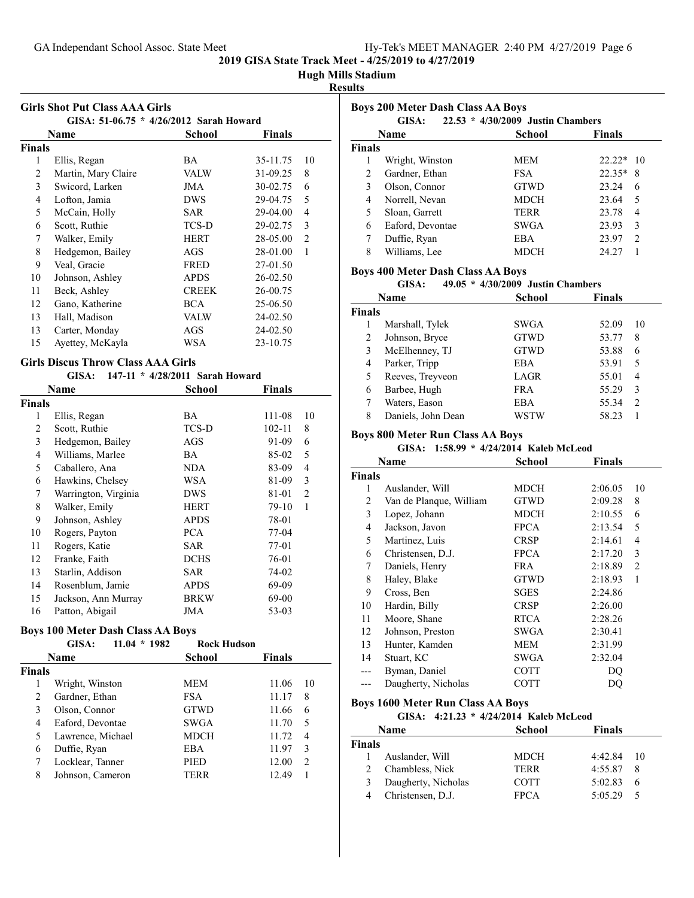**2019 GISA State Track Meet - 4/25/2019 to 4/27/2019**

**Hugh Mills Stadium**

**Results**

### Girls Shot Put Class AAA Girls

GISA: 51-06.75 * 4/26/2012 Sarah Howard

| | Name | School | Finals | |
|---|---|---|---|---|
| **Finals** | | | | |
| 1 | Ellis, Regan | BA | 35-11.75 | 10 |
| 2 | Martin, Mary Claire | VALW | 31-09.25 | 8 |
| 3 | Swicord, Larken | JMA | 30-02.75 | 6 |
| 4 | Lofton, Jamia | DWS | 29-04.75 | 5 |
| 5 | McCain, Holly | SAR | 29-04.00 | 4 |
| 6 | Scott, Ruthie | TCS-D | 29-02.75 | 3 |
| 7 | Walker, Emily | HERT | 28-05.00 | 2 |
| 8 | Hedgemon, Bailey | AGS | 28-01.00 | 1 |
| 9 | Veal, Gracie | FRED | 27-01.50 | |
| 10 | Johnson, Ashley | APDS | 26-02.50 | |
| 11 | Beck, Ashley | CREEK | 26-00.75 | |
| 12 | Gano, Katherine | BCA | 25-06.50 | |
| 13 | Hall, Madison | VALW | 24-02.50 | |
| 13 | Carter, Monday | AGS | 24-02.50 | |
| 15 | Ayettey, McKayla | WSA | 23-10.75 | |

### Girls Discus Throw Class AAA Girls

GISA: 147-11 * 4/28/2011 Sarah Howard

| | Name | School | Finals | |
|---|---|---|---|---|
| **Finals** | | | | |
| 1 | Ellis, Regan | BA | 111-08 | 10 |
| 2 | Scott, Ruthie | TCS-D | 102-11 | 8 |
| 3 | Hedgemon, Bailey | AGS | 91-09 | 6 |
| 4 | Williams, Marlee | BA | 85-02 | 5 |
| 5 | Caballero, Ana | NDA | 83-09 | 4 |
| 6 | Hawkins, Chelsey | WSA | 81-09 | 3 |
| 7 | Warrington, Virginia | DWS | 81-01 | 2 |
| 8 | Walker, Emily | HERT | 79-10 | 1 |
| 9 | Johnson, Ashley | APDS | 78-01 | |
| 10 | Rogers, Payton | PCA | 77-04 | |
| 11 | Rogers, Katie | SAR | 77-01 | |
| 12 | Franke, Faith | DCHS | 76-01 | |
| 13 | Starlin, Addison | SAR | 74-02 | |
| 14 | Rosenblum, Jamie | APDS | 69-09 | |
| 15 | Jackson, Ann Murray | BRKW | 69-00 | |
| 16 | Patton, Abigail | JMA | 53-03 | |

### Boys 100 Meter Dash Class AA Boys

GISA: 11.04 * 1982 Rock Hudson

| | Name | School | Finals | |
|---|---|---|---|---|
| **Finals** | | | | |
| 1 | Wright, Winston | MEM | 11.06 | 10 |
| 2 | Gardner, Ethan | FSA | 11.17 | 8 |
| 3 | Olson, Connor | GTWD | 11.66 | 6 |
| 4 | Eaford, Devontae | SWGA | 11.70 | 5 |
| 5 | Lawrence, Michael | MDCH | 11.72 | 4 |
| 6 | Duffie, Ryan | EBA | 11.97 | 3 |
| 7 | Locklear, Tanner | PIED | 12.00 | 2 |
| 8 | Johnson, Cameron | TERR | 12.49 | 1 |

### Boys 200 Meter Dash Class AA Boys

GISA: 22.53 * 4/30/2009 Justin Chambers

| | Name | School | Finals | |
|---|---|---|---|---|
| **Finals** | | | | |
| 1 | Wright, Winston | MEM | 22.22* | 10 |
| 2 | Gardner, Ethan | FSA | 22.35* | 8 |
| 3 | Olson, Connor | GTWD | 23.24 | 6 |
| 4 | Norrell, Nevan | MDCH | 23.64 | 5 |
| 5 | Sloan, Garrett | TERR | 23.78 | 4 |
| 6 | Eaford, Devontae | SWGA | 23.93 | 3 |
| 7 | Duffie, Ryan | EBA | 23.97 | 2 |
| 8 | Williams, Lee | MDCH | 24.27 | 1 |

### Boys 400 Meter Dash Class AA Boys

GISA: 49.05 * 4/30/2009 Justin Chambers

| | Name | School | Finals | |
|---|---|---|---|---|
| **Finals** | | | | |
| 1 | Marshall, Tylek | SWGA | 52.09 | 10 |
| 2 | Johnson, Bryce | GTWD | 53.77 | 8 |
| 3 | McElhenney, TJ | GTWD | 53.88 | 6 |
| 4 | Parker, Tripp | EBA | 53.91 | 5 |
| 5 | Reeves, Treyveon | LAGR | 55.01 | 4 |
| 6 | Barbee, Hugh | FRA | 55.29 | 3 |
| 7 | Waters, Eason | EBA | 55.34 | 2 |
| 8 | Daniels, John Dean | WSTW | 58.23 | 1 |

### Boys 800 Meter Run Class AA Boys

GISA: 1:58.99 * 4/24/2014 Kaleb McLeod

| | Name | School | Finals | |
|---|---|---|---|---|
| **Finals** | | | | |
| 1 | Auslander, Will | MDCH | 2:06.05 | 10 |
| 2 | Van de Planque, William | GTWD | 2:09.28 | 8 |
| 3 | Lopez, Johann | MDCH | 2:10.55 | 6 |
| 4 | Jackson, Javon | FPCA | 2:13.54 | 5 |
| 5 | Martinez, Luis | CRSP | 2:14.61 | 4 |
| 6 | Christensen, D.J. | FPCA | 2:17.20 | 3 |
| 7 | Daniels, Henry | FRA | 2:18.89 | 2 |
| 8 | Haley, Blake | GTWD | 2:18.93 | 1 |
| 9 | Cross, Ben | SGES | 2:24.86 | |
| 10 | Hardin, Billy | CRSP | 2:26.00 | |
| 11 | Moore, Shane | RTCA | 2:28.26 | |
| 12 | Johnson, Preston | SWGA | 2:30.41 | |
| 13 | Hunter, Kamden | MEM | 2:31.99 | |
| 14 | Stuart, KC | SWGA | 2:32.04 | |
| --- | Byman, Daniel | COTT | DQ | |
| --- | Daugherty, Nicholas | COTT | DQ | |

### Boys 1600 Meter Run Class AA Boys

GISA: 4:21.23 * 4/24/2014 Kaleb McLeod

| | Name | School | Finals | |
|---|---|---|---|---|
| **Finals** | | | | |
| 1 | Auslander, Will | MDCH | 4:42.84 | 10 |
| 2 | Chambless, Nick | TERR | 4:55.87 | 8 |
| 3 | Daugherty, Nicholas | COTT | 5:02.83 | 6 |
| 4 | Christensen, D.J. | FPCA | 5:05.29 | 5 |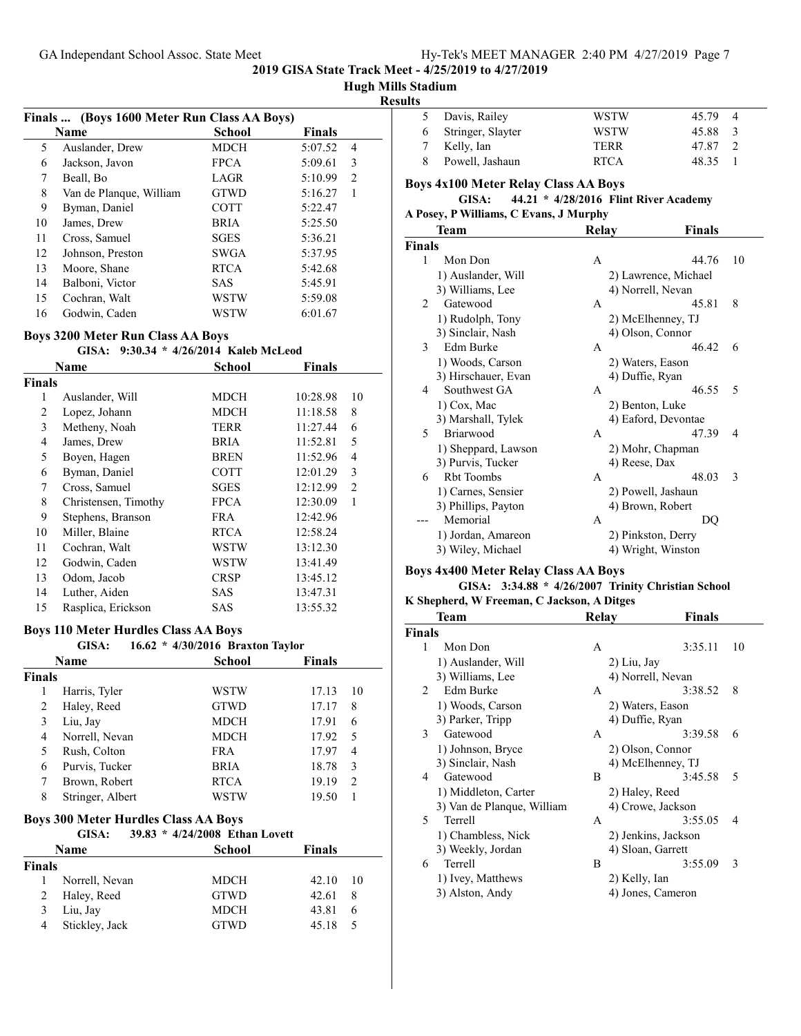2019 GISA State Track Meet - 4/25/2019 to 4/27/2019

Hugh Mills Stadium

Results

### Finals ... (Boys 1600 Meter Run Class AA Boys)

| | Name | School | Finals | |
|---|---|---|---|---|
| 5 | Auslander, Drew | MDCH | 5:07.52 | 4 |
| 6 | Jackson, Javon | FPCA | 5:09.61 | 3 |
| 7 | Beall, Bo | LAGR | 5:10.99 | 2 |
| 8 | Van de Planque, William | GTWD | 5:16.27 | 1 |
| 9 | Byman, Daniel | COTT | 5:22.47 | |
| 10 | James, Drew | BRIA | 5:25.50 | |
| 11 | Cross, Samuel | SGES | 5:36.21 | |
| 12 | Johnson, Preston | SWGA | 5:37.95 | |
| 13 | Moore, Shane | RTCA | 5:42.68 | |
| 14 | Balboni, Victor | SAS | 5:45.91 | |
| 15 | Cochran, Walt | WSTW | 5:59.08 | |
| 16 | Godwin, Caden | WSTW | 6:01.67 | |

### Boys 3200 Meter Run Class AA Boys

GISA: 9:30.34 * 4/26/2014 Kaleb McLeod

| | Name | School | Finals | |
|---|---|---|---|---|
| **Finals** | | | | |
| 1 | Auslander, Will | MDCH | 10:28.98 | 10 |
| 2 | Lopez, Johann | MDCH | 11:18.58 | 8 |
| 3 | Metheny, Noah | TERR | 11:27.44 | 6 |
| 4 | James, Drew | BRIA | 11:52.81 | 5 |
| 5 | Boyen, Hagen | BREN | 11:52.96 | 4 |
| 6 | Byman, Daniel | COTT | 12:01.29 | 3 |
| 7 | Cross, Samuel | SGES | 12:12.99 | 2 |
| 8 | Christensen, Timothy | FPCA | 12:30.09 | 1 |
| 9 | Stephens, Branson | FRA | 12:42.96 | |
| 10 | Miller, Blaine | RTCA | 12:58.24 | |
| 11 | Cochran, Walt | WSTW | 13:12.30 | |
| 12 | Godwin, Caden | WSTW | 13:41.49 | |
| 13 | Odom, Jacob | CRSP | 13:45.12 | |
| 14 | Luther, Aiden | SAS | 13:47.31 | |
| 15 | Rasplica, Erickson | SAS | 13:55.32 | |

### Boys 110 Meter Hurdles Class AA Boys

GISA: 16.62 * 4/30/2016 Braxton Taylor

| | Name | School | Finals | |
|---|---|---|---|---|
| **Finals** | | | | |
| 1 | Harris, Tyler | WSTW | 17.13 | 10 |
| 2 | Haley, Reed | GTWD | 17.17 | 8 |
| 3 | Liu, Jay | MDCH | 17.91 | 6 |
| 4 | Norrell, Nevan | MDCH | 17.92 | 5 |
| 5 | Rush, Colton | FRA | 17.97 | 4 |
| 6 | Purvis, Tucker | BRIA | 18.78 | 3 |
| 7 | Brown, Robert | RTCA | 19.19 | 2 |
| 8 | Stringer, Albert | WSTW | 19.50 | 1 |

### Boys 300 Meter Hurdles Class AA Boys

GISA: 39.83 * 4/24/2008 Ethan Lovett

| | Name | School | Finals | |
|---|---|---|---|---|
| **Finals** | | | | |
| 1 | Norrell, Nevan | MDCH | 42.10 | 10 |
| 2 | Haley, Reed | GTWD | 42.61 | 8 |
| 3 | Liu, Jay | MDCH | 43.81 | 6 |
| 4 | Stickley, Jack | GTWD | 45.18 | 5 |
| 5 | Davis, Railey | WSTW | 45.79 | 4 |
| 6 | Stringer, Slayter | WSTW | 45.88 | 3 |
| 7 | Kelly, Ian | TERR | 47.87 | 2 |
| 8 | Powell, Jashaun | RTCA | 48.35 | 1 |

### Boys 4x100 Meter Relay Class AA Boys

GISA: 44.21 * 4/28/2016 Flint River Academy

A Posey, P Williams, C Evans, J Murphy

| | Team | Relay | Finals | |
|---|---|---|---|---|
| **Finals** | | | | |
| 1 | Mon Don | A | 44.76 | 10 |
| | 1) Auslander, Will | 2) Lawrence, Michael | | |
| | 3) Williams, Lee | 4) Norrell, Nevan | | |
| 2 | Gatewood | A | 45.81 | 8 |
| | 1) Rudolph, Tony | 2) McElhenney, TJ | | |
| | 3) Sinclair, Nash | 4) Olson, Connor | | |
| 3 | Edm Burke | A | 46.42 | 6 |
| | 1) Woods, Carson | 2) Waters, Eason | | |
| | 3) Hirschauer, Evan | 4) Duffie, Ryan | | |
| 4 | Southwest GA | A | 46.55 | 5 |
| | 1) Cox, Mac | 2) Benton, Luke | | |
| | 3) Marshall, Tylek | 4) Eaford, Devontae | | |
| 5 | Briarwood | A | 47.39 | 4 |
| | 1) Sheppard, Lawson | 2) Mohr, Chapman | | |
| | 3) Purvis, Tucker | 4) Reese, Dax | | |
| 6 | Rbt Toombs | A | 48.03 | 3 |
| | 1) Carnes, Sensier | 2) Powell, Jashaun | | |
| | 3) Phillips, Payton | 4) Brown, Robert | | |
| --- | Memorial | A | DQ | |
| | 1) Jordan, Amareon | 2) Pinkston, Derry | | |
| | 3) Wiley, Michael | 4) Wright, Winston | | |

### Boys 4x400 Meter Relay Class AA Boys

GISA: 3:34.88 * 4/26/2007 Trinity Christian School

K Shepherd, W Freeman, C Jackson, A Ditges

| | Team | Relay | Finals | |
|---|---|---|---|---|
| **Finals** | | | | |
| 1 | Mon Don | A | 3:35.11 | 10 |
| | 1) Auslander, Will | 2) Liu, Jay | | |
| | 3) Williams, Lee | 4) Norrell, Nevan | | |
| 2 | Edm Burke | A | 3:38.52 | 8 |
| | 1) Woods, Carson | 2) Waters, Eason | | |
| | 3) Parker, Tripp | 4) Duffie, Ryan | | |
| 3 | Gatewood | A | 3:39.58 | 6 |
| | 1) Johnson, Bryce | 2) Olson, Connor | | |
| | 3) Sinclair, Nash | 4) McElhenney, TJ | | |
| 4 | Gatewood | B | 3:45.58 | 5 |
| | 1) Middleton, Carter | 2) Haley, Reed | | |
| | 3) Van de Planque, William | 4) Crowe, Jackson | | |
| 5 | Terrell | A | 3:55.05 | 4 |
| | 1) Chambless, Nick | 2) Jenkins, Jackson | | |
| | 3) Weekly, Jordan | 4) Sloan, Garrett | | |
| 6 | Terrell | B | 3:55.09 | 3 |
| | 1) Ivey, Matthews | 2) Kelly, Ian | | |
| | 3) Alston, Andy | 4) Jones, Cameron | | |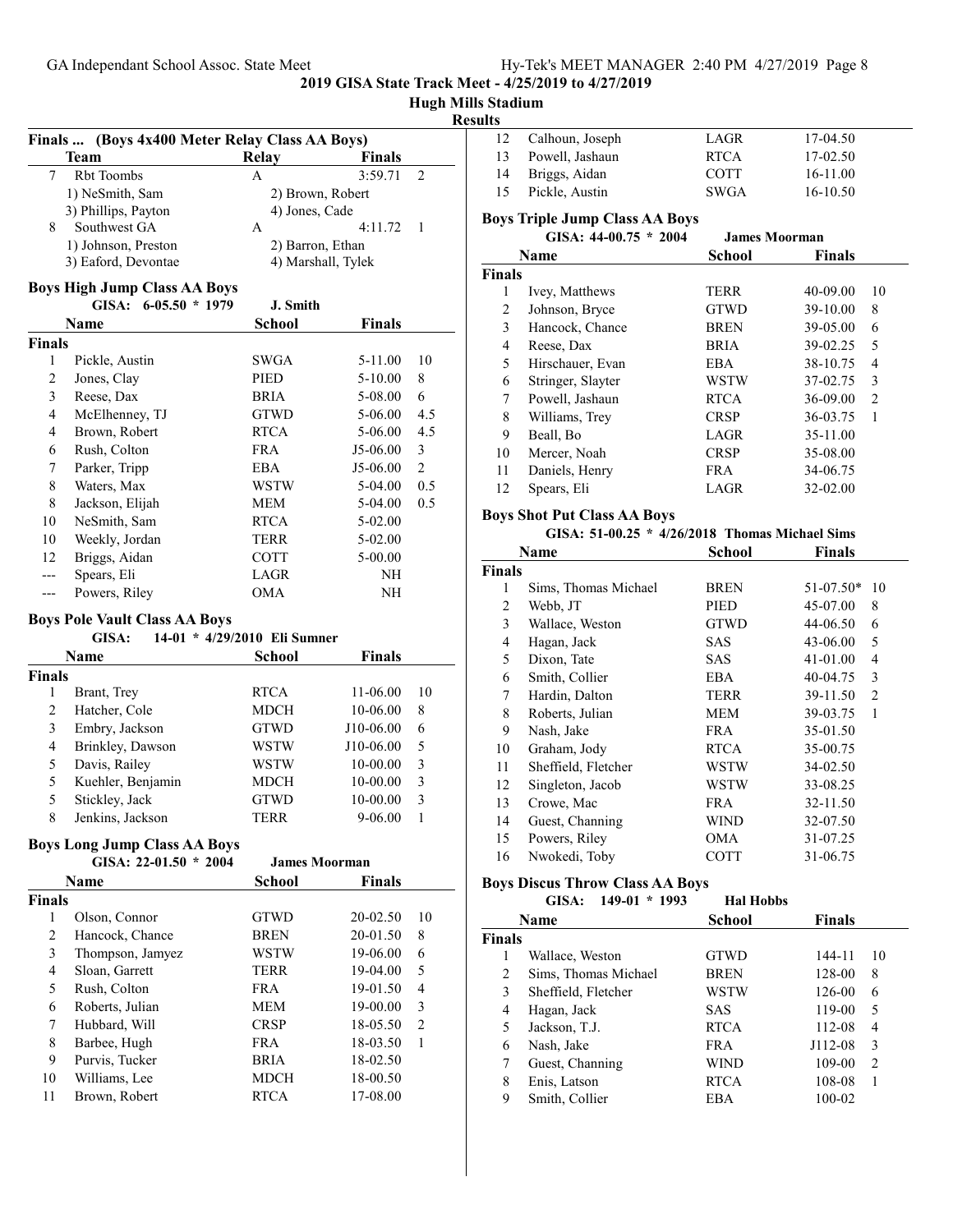2019 GISA State Track Meet - 4/25/2019 to 4/27/2019

Hugh Mills Stadium

Results

### Finals ... (Boys 4x400 Meter Relay Class AA Boys)

| | Team | Relay | Finals | |
|---|---|---|---|---|
| 7 | Rbt Toombs | A | 3:59.71 | 2 |
| | 1) NeSmith, Sam | 2) Brown, Robert | | |
| | 3) Phillips, Payton | 4) Jones, Cade | | |
| 8 | Southwest GA | A | 4:11.72 | 1 |
| | 1) Johnson, Preston | 2) Barron, Ethan | | |
| | 3) Eaford, Devontae | 4) Marshall, Tylek | | |

### Boys High Jump Class AA Boys

GISA: 6-05.50 * 1979 J. Smith

| | Name | School | Finals | |
|---|---|---|---|---|
| **Finals** | | | | |
| 1 | Pickle, Austin | SWGA | 5-11.00 | 10 |
| 2 | Jones, Clay | PIED | 5-10.00 | 8 |
| 3 | Reese, Dax | BRIA | 5-08.00 | 6 |
| 4 | McElhenney, TJ | GTWD | 5-06.00 | 4.5 |
| 4 | Brown, Robert | RTCA | 5-06.00 | 4.5 |
| 6 | Rush, Colton | FRA | J5-06.00 | 3 |
| 7 | Parker, Tripp | EBA | J5-06.00 | 2 |
| 8 | Waters, Max | WSTW | 5-04.00 | 0.5 |
| 8 | Jackson, Elijah | MEM | 5-04.00 | 0.5 |
| 10 | NeSmith, Sam | RTCA | 5-02.00 | |
| 10 | Weekly, Jordan | TERR | 5-02.00 | |
| 12 | Briggs, Aidan | COTT | 5-00.00 | |
| --- | Spears, Eli | LAGR | NH | |
| --- | Powers, Riley | OMA | NH | |

### Boys Pole Vault Class AA Boys

GISA: 14-01 * 4/29/2010 Eli Sumner

| | Name | School | Finals | |
|---|---|---|---|---|
| **Finals** | | | | |
| 1 | Brant, Trey | RTCA | 11-06.00 | 10 |
| 2 | Hatcher, Cole | MDCH | 10-06.00 | 8 |
| 3 | Embry, Jackson | GTWD | J10-06.00 | 6 |
| 4 | Brinkley, Dawson | WSTW | J10-06.00 | 5 |
| 5 | Davis, Railey | WSTW | 10-00.00 | 3 |
| 5 | Kuehler, Benjamin | MDCH | 10-00.00 | 3 |
| 5 | Stickley, Jack | GTWD | 10-00.00 | 3 |
| 8 | Jenkins, Jackson | TERR | 9-06.00 | 1 |

### Boys Long Jump Class AA Boys

GISA: 22-01.50 * 2004 James Moorman

| | Name | School | Finals | |
|---|---|---|---|---|
| **Finals** | | | | |
| 1 | Olson, Connor | GTWD | 20-02.50 | 10 |
| 2 | Hancock, Chance | BREN | 20-01.50 | 8 |
| 3 | Thompson, Jamyez | WSTW | 19-06.00 | 6 |
| 4 | Sloan, Garrett | TERR | 19-04.00 | 5 |
| 5 | Rush, Colton | FRA | 19-01.50 | 4 |
| 6 | Roberts, Julian | MEM | 19-00.00 | 3 |
| 7 | Hubbard, Will | CRSP | 18-05.50 | 2 |
| 8 | Barbee, Hugh | FRA | 18-03.50 | 1 |
| 9 | Purvis, Tucker | BRIA | 18-02.50 | |
| 10 | Williams, Lee | MDCH | 18-00.50 | |
| 11 | Brown, Robert | RTCA | 17-08.00 | |
| 12 | Calhoun, Joseph | LAGR | 17-04.50 | |
| 13 | Powell, Jashaun | RTCA | 17-02.50 | |
| 14 | Briggs, Aidan | COTT | 16-11.00 | |
| 15 | Pickle, Austin | SWGA | 16-10.50 | |

### Boys Triple Jump Class AA Boys

GISA: 44-00.75 * 2004 James Moorman

| | Name | School | Finals | |
|---|---|---|---|---|
| **Finals** | | | | |
| 1 | Ivey, Matthews | TERR | 40-09.00 | 10 |
| 2 | Johnson, Bryce | GTWD | 39-10.00 | 8 |
| 3 | Hancock, Chance | BREN | 39-05.00 | 6 |
| 4 | Reese, Dax | BRIA | 39-02.25 | 5 |
| 5 | Hirschauer, Evan | EBA | 38-10.75 | 4 |
| 6 | Stringer, Slayter | WSTW | 37-02.75 | 3 |
| 7 | Powell, Jashaun | RTCA | 36-09.00 | 2 |
| 8 | Williams, Trey | CRSP | 36-03.75 | 1 |
| 9 | Beall, Bo | LAGR | 35-11.00 | |
| 10 | Mercer, Noah | CRSP | 35-08.00 | |
| 11 | Daniels, Henry | FRA | 34-06.75 | |
| 12 | Spears, Eli | LAGR | 32-02.00 | |

### Boys Shot Put Class AA Boys

GISA: 51-00.25 * 4/26/2018 Thomas Michael Sims

| | Name | School | Finals | |
|---|---|---|---|---|
| **Finals** | | | | |
| 1 | Sims, Thomas Michael | BREN | 51-07.50* | 10 |
| 2 | Webb, JT | PIED | 45-07.00 | 8 |
| 3 | Wallace, Weston | GTWD | 44-06.50 | 6 |
| 4 | Hagan, Jack | SAS | 43-06.00 | 5 |
| 5 | Dixon, Tate | SAS | 41-01.00 | 4 |
| 6 | Smith, Collier | EBA | 40-04.75 | 3 |
| 7 | Hardin, Dalton | TERR | 39-11.50 | 2 |
| 8 | Roberts, Julian | MEM | 39-03.75 | 1 |
| 9 | Nash, Jake | FRA | 35-01.50 | |
| 10 | Graham, Jody | RTCA | 35-00.75 | |
| 11 | Sheffield, Fletcher | WSTW | 34-02.50 | |
| 12 | Singleton, Jacob | WSTW | 33-08.25 | |
| 13 | Crowe, Mac | FRA | 32-11.50 | |
| 14 | Guest, Channing | WIND | 32-07.50 | |
| 15 | Powers, Riley | OMA | 31-07.25 | |
| 16 | Nwokedi, Toby | COTT | 31-06.75 | |

### Boys Discus Throw Class AA Boys

GISA: 149-01 * 1993 Hal Hobbs

| | Name | School | Finals | |
|---|---|---|---|---|
| **Finals** | | | | |
| 1 | Wallace, Weston | GTWD | 144-11 | 10 |
| 2 | Sims, Thomas Michael | BREN | 128-00 | 8 |
| 3 | Sheffield, Fletcher | WSTW | 126-00 | 6 |
| 4 | Hagan, Jack | SAS | 119-00 | 5 |
| 5 | Jackson, T.J. | RTCA | 112-08 | 4 |
| 6 | Nash, Jake | FRA | J112-08 | 3 |
| 7 | Guest, Channing | WIND | 109-00 | 2 |
| 8 | Enis, Latson | RTCA | 108-08 | 1 |
| 9 | Smith, Collier | EBA | 100-02 | |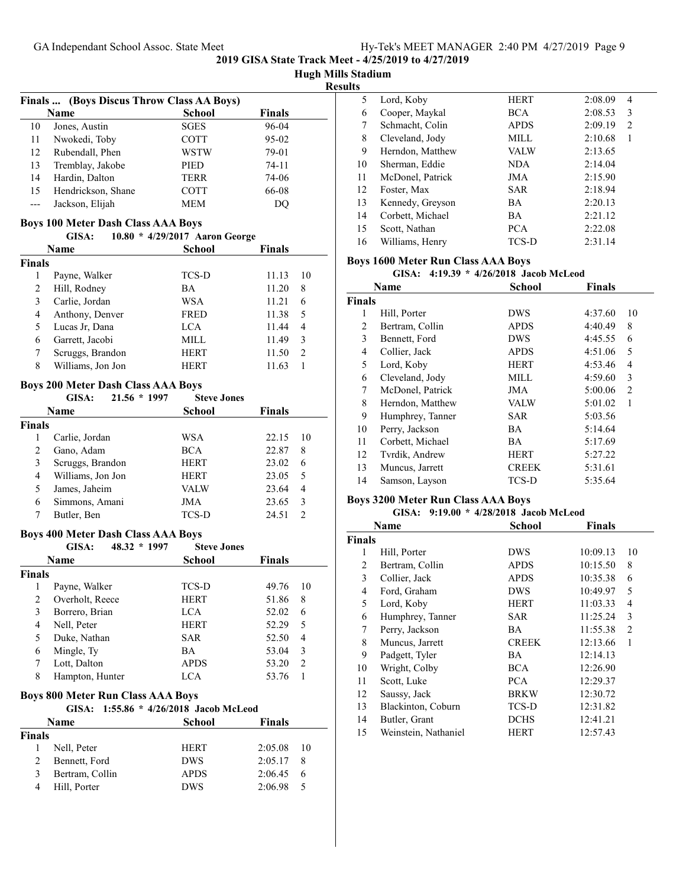GA Independant School Assoc. State Met

**2019 GISA State Track Meet - 4/25/2019 to 4/27/2019**

**Hugh Mills Stadium**

**Results**

### Finals ... (Boys Discus Throw Class AA Boys)

| | Name | School | Finals |
|---|---|---|---|
| 10 | Jones, Austin | SGES | 96-04 |
| 11 | Nwokedi, Toby | COTT | 95-02 |
| 12 | Rubendall, Phen | WSTW | 79-01 |
| 13 | Tremblay, Jakobe | PIED | 74-11 |
| 14 | Hardin, Dalton | TERR | 74-06 |
| 15 | Hendrickson, Shane | COTT | 66-08 |
| --- | Jackson, Elijah | MEM | DQ |

### Boys 100 Meter Dash Class AAA Boys

GISA: 10.80 * 4/29/2017 Aaron George

| | Name | School | Finals | |
|---|---|---|---|---|
| **Finals** | | | | |
| 1 | Payne, Walker | TCS-D | 11.13 | 10 |
| 2 | Hill, Rodney | BA | 11.20 | 8 |
| 3 | Carlie, Jordan | WSA | 11.21 | 6 |
| 4 | Anthony, Denver | FRED | 11.38 | 5 |
| 5 | Lucas Jr, Dana | LCA | 11.44 | 4 |
| 6 | Garrett, Jacobi | MILL | 11.49 | 3 |
| 7 | Scruggs, Brandon | HERT | 11.50 | 2 |
| 8 | Williams, Jon Jon | HERT | 11.63 | 1 |

### Boys 200 Meter Dash Class AAA Boys

GISA: 21.56 * 1997 Steve Jones

| | Name | School | Finals | |
|---|---|---|---|---|
| **Finals** | | | | |
| 1 | Carlie, Jordan | WSA | 22.15 | 10 |
| 2 | Gano, Adam | BCA | 22.87 | 8 |
| 3 | Scruggs, Brandon | HERT | 23.02 | 6 |
| 4 | Williams, Jon Jon | HERT | 23.05 | 5 |
| 5 | James, Jaheim | VALW | 23.64 | 4 |
| 6 | Simmons, Amani | JMA | 23.65 | 3 |
| 7 | Butler, Ben | TCS-D | 24.51 | 2 |

### Boys 400 Meter Dash Class AAA Boys

GISA: 48.32 * 1997 Steve Jones

| | Name | School | Finals | |
|---|---|---|---|---|
| **Finals** | | | | |
| 1 | Payne, Walker | TCS-D | 49.76 | 10 |
| 2 | Overholt, Reece | HERT | 51.86 | 8 |
| 3 | Borrero, Brian | LCA | 52.02 | 6 |
| 4 | Nell, Peter | HERT | 52.29 | 5 |
| 5 | Duke, Nathan | SAR | 52.50 | 4 |
| 6 | Mingle, Ty | BA | 53.04 | 3 |
| 7 | Lott, Dalton | APDS | 53.20 | 2 |
| 8 | Hampton, Hunter | LCA | 53.76 | 1 |

### Boys 800 Meter Run Class AAA Boys

GISA: 1:55.86 * 4/26/2018 Jacob McLeod

| | Name | School | Finals | |
|---|---|---|---|---|
| **Finals** | | | | |
| 1 | Nell, Peter | HERT | 2:05.08 | 10 |
| 2 | Bennett, Ford | DWS | 2:05.17 | 8 |
| 3 | Bertram, Collin | APDS | 2:06.45 | 6 |
| 4 | Hill, Porter | DWS | 2:06.98 | 5 |
| 5 | Lord, Koby | HERT | 2:08.09 | 4 |
| 6 | Cooper, Maykal | BCA | 2:08.53 | 3 |
| 7 | Schmacht, Colin | APDS | 2:09.19 | 2 |
| 8 | Cleveland, Jody | MILL | 2:10.68 | 1 |
| 9 | Herndon, Matthew | VALW | 2:13.65 | |
| 10 | Sherman, Eddie | NDA | 2:14.04 | |
| 11 | McDonel, Patrick | JMA | 2:15.90 | |
| 12 | Foster, Max | SAR | 2:18.94 | |
| 13 | Kennedy, Greyson | BA | 2:20.13 | |
| 14 | Corbett, Michael | BA | 2:21.12 | |
| 15 | Scott, Nathan | PCA | 2:22.08 | |
| 16 | Williams, Henry | TCS-D | 2:31.14 | |

### Boys 1600 Meter Run Class AAA Boys

GISA: 4:19.39 * 4/26/2018 Jacob McLeod

| | Name | School | Finals | |
|---|---|---|---|---|
| **Finals** | | | | |
| 1 | Hill, Porter | DWS | 4:37.60 | 10 |
| 2 | Bertram, Collin | APDS | 4:40.49 | 8 |
| 3 | Bennett, Ford | DWS | 4:45.55 | 6 |
| 4 | Collier, Jack | APDS | 4:51.06 | 5 |
| 5 | Lord, Koby | HERT | 4:53.46 | 4 |
| 6 | Cleveland, Jody | MILL | 4:59.60 | 3 |
| 7 | McDonel, Patrick | JMA | 5:00.06 | 2 |
| 8 | Herndon, Matthew | VALW | 5:01.02 | 1 |
| 9 | Humphrey, Tanner | SAR | 5:03.56 | |
| 10 | Perry, Jackson | BA | 5:14.64 | |
| 11 | Corbett, Michael | BA | 5:17.69 | |
| 12 | Tvrdik, Andrew | HERT | 5:27.22 | |
| 13 | Muncus, Jarrett | CREEK | 5:31.61 | |
| 14 | Samson, Layson | TCS-D | 5:35.64 | |

### Boys 3200 Meter Run Class AAA Boys

GISA: 9:19.00 * 4/28/2018 Jacob McLeod

| | Name | School | Finals | |
|---|---|---|---|---|
| **Finals** | | | | |
| 1 | Hill, Porter | DWS | 10:09.13 | 10 |
| 2 | Bertram, Collin | APDS | 10:15.50 | 8 |
| 3 | Collier, Jack | APDS | 10:35.38 | 6 |
| 4 | Ford, Graham | DWS | 10:49.97 | 5 |
| 5 | Lord, Koby | HERT | 11:03.33 | 4 |
| 6 | Humphrey, Tanner | SAR | 11:25.24 | 3 |
| 7 | Perry, Jackson | BA | 11:55.38 | 2 |
| 8 | Muncus, Jarrett | CREEK | 12:13.66 | 1 |
| 9 | Padgett, Tyler | BA | 12:14.13 | |
| 10 | Wright, Colby | BCA | 12:26.90 | |
| 11 | Scott, Luke | PCA | 12:29.37 | |
| 12 | Saussy, Jack | BRKW | 12:30.72 | |
| 13 | Blackinton, Coburn | TCS-D | 12:31.82 | |
| 14 | Butler, Grant | DCHS | 12:41.21 | |
| 15 | Weinstein, Nathaniel | HERT | 12:57.43 | |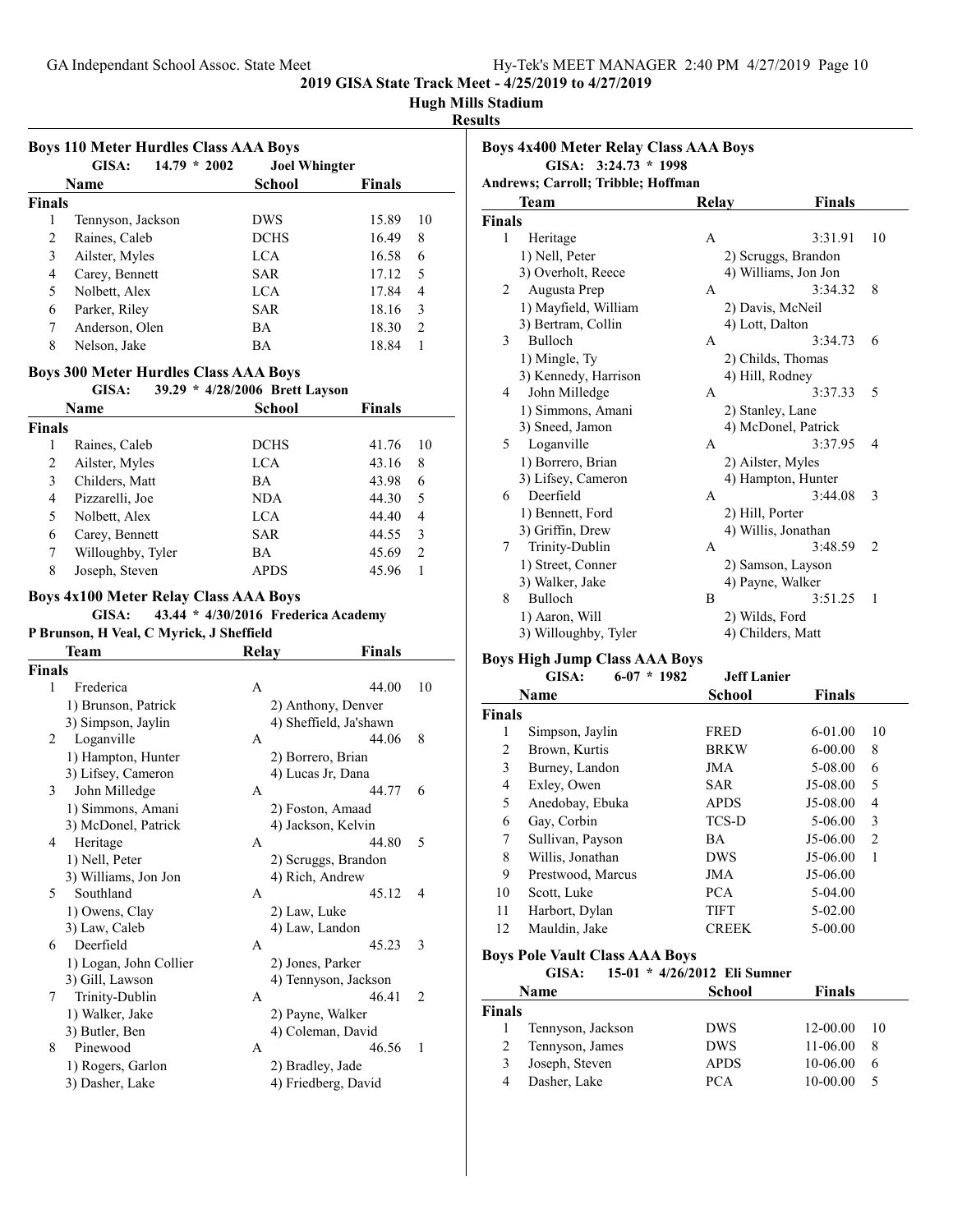**2019 GISA State Track Meet - 4/25/2019 to 4/27/2019**

**Hugh Mills Stadium**

**Results**

### Boys 110 Meter Hurdles Class AAA Boys

GISA: 14.79 * 2002 Joel Whingter

| | Name | School | Finals | |
|---|---|---|---|---|
| **Finals** | | | | |
| 1 | Tennyson, Jackson | DWS | 15.89 | 10 |
| 2 | Raines, Caleb | DCHS | 16.49 | 8 |
| 3 | Ailster, Myles | LCA | 16.58 | 6 |
| 4 | Carey, Bennett | SAR | 17.12 | 5 |
| 5 | Nolbett, Alex | LCA | 17.84 | 4 |
| 6 | Parker, Riley | SAR | 18.16 | 3 |
| 7 | Anderson, Olen | BA | 18.30 | 2 |
| 8 | Nelson, Jake | BA | 18.84 | 1 |

### Boys 300 Meter Hurdles Class AAA Boys

GISA: 39.29 * 4/28/2006 Brett Layson

| | Name | School | Finals | |
|---|---|---|---|---|
| **Finals** | | | | |
| 1 | Raines, Caleb | DCHS | 41.76 | 10 |
| 2 | Ailster, Myles | LCA | 43.16 | 8 |
| 3 | Childers, Matt | BA | 43.98 | 6 |
| 4 | Pizzarelli, Joe | NDA | 44.30 | 5 |
| 5 | Nolbett, Alex | LCA | 44.40 | 4 |
| 6 | Carey, Bennett | SAR | 44.55 | 3 |
| 7 | Willoughby, Tyler | BA | 45.69 | 2 |
| 8 | Joseph, Steven | APDS | 45.96 | 1 |

### Boys 4x100 Meter Relay Class AAA Boys

GISA: 43.44 * 4/30/2016 Frederica Academy

P Brunson, H Veal, C Myrick, J Sheffield

| | Team | Relay | Finals | |
|---|---|---|---|---|
| **Finals** | | | | |
| 1 | Frederica | A | 44.00 | 10 |
| | 1) Brunson, Patrick | 2) Anthony, Denver | | |
| | 3) Simpson, Jaylin | 4) Sheffield, Ja'shawn | | |
| 2 | Loganville | A | 44.06 | 8 |
| | 1) Hampton, Hunter | 2) Borrero, Brian | | |
| | 3) Lifsey, Cameron | 4) Lucas Jr, Dana | | |
| 3 | John Milledge | A | 44.77 | 6 |
| | 1) Simmons, Amani | 2) Foston, Amaad | | |
| | 3) McDonel, Patrick | 4) Jackson, Kelvin | | |
| 4 | Heritage | A | 44.80 | 5 |
| | 1) Nell, Peter | 2) Scruggs, Brandon | | |
| | 3) Williams, Jon Jon | 4) Rich, Andrew | | |
| 5 | Southland | A | 45.12 | 4 |
| | 1) Owens, Clay | 2) Law, Luke | | |
| | 3) Law, Caleb | 4) Law, Landon | | |
| 6 | Deerfield | A | 45.23 | 3 |
| | 1) Logan, John Collier | 2) Jones, Parker | | |
| | 3) Gill, Lawson | 4) Tennyson, Jackson | | |
| 7 | Trinity-Dublin | A | 46.41 | 2 |
| | 1) Walker, Jake | 2) Payne, Walker | | |
| | 3) Butler, Ben | 4) Coleman, David | | |
| 8 | Pinewood | A | 46.56 | 1 |
| | 1) Rogers, Garlon | 2) Bradley, Jade | | |
| | 3) Dasher, Lake | 4) Friedberg, David | | |

### Boys 4x400 Meter Relay Class AAA Boys

GISA: 3:24.73 * 1998

Andrews; Carroll; Tribble; Hoffman

| | Team | Relay | Finals | |
|---|---|---|---|---|
| **Finals** | | | | |
| 1 | Heritage | A | 3:31.91 | 10 |
| | 1) Nell, Peter | 2) Scruggs, Brandon | | |
| | 3) Overholt, Reece | 4) Williams, Jon Jon | | |
| 2 | Augusta Prep | A | 3:34.32 | 8 |
| | 1) Mayfield, William | 2) Davis, McNeil | | |
| | 3) Bertram, Collin | 4) Lott, Dalton | | |
| 3 | Bulloch | A | 3:34.73 | 6 |
| | 1) Mingle, Ty | 2) Childs, Thomas | | |
| | 3) Kennedy, Harrison | 4) Hill, Rodney | | |
| 4 | John Milledge | A | 3:37.33 | 5 |
| | 1) Simmons, Amani | 2) Stanley, Lane | | |
| | 3) Sneed, Jamon | 4) McDonel, Patrick | | |
| 5 | Loganville | A | 3:37.95 | 4 |
| | 1) Borrero, Brian | 2) Ailster, Myles | | |
| | 3) Lifsey, Cameron | 4) Hampton, Hunter | | |
| 6 | Deerfield | A | 3:44.08 | 3 |
| | 1) Bennett, Ford | 2) Hill, Porter | | |
| | 3) Griffin, Drew | 4) Willis, Jonathan | | |
| 7 | Trinity-Dublin | A | 3:48.59 | 2 |
| | 1) Street, Conner | 2) Samson, Layson | | |
| | 3) Walker, Jake | 4) Payne, Walker | | |
| 8 | Bulloch | B | 3:51.25 | 1 |
| | 1) Aaron, Will | 2) Wilds, Ford | | |
| | 3) Willoughby, Tyler | 4) Childers, Matt | | |

### Boys High Jump Class AAA Boys

GISA: 6-07 * 1982 Jeff Lanier

| | Name | School | Finals | |
|---|---|---|---|---|
| **Finals** | | | | |
| 1 | Simpson, Jaylin | FRED | 6-01.00 | 10 |
| 2 | Brown, Kurtis | BRKW | 6-00.00 | 8 |
| 3 | Burney, Landon | JMA | 5-08.00 | 6 |
| 4 | Exley, Owen | SAR | J5-08.00 | 5 |
| 5 | Anedobay, Ebuka | APDS | J5-08.00 | 4 |
| 6 | Gay, Corbin | TCS-D | 5-06.00 | 3 |
| 7 | Sullivan, Payson | BA | J5-06.00 | 2 |
| 8 | Willis, Jonathan | DWS | J5-06.00 | 1 |
| 9 | Prestwood, Marcus | JMA | J5-06.00 | |
| 10 | Scott, Luke | PCA | 5-04.00 | |
| 11 | Harbort, Dylan | TIFT | 5-02.00 | |
| 12 | Mauldin, Jake | CREEK | 5-00.00 | |

### Boys Pole Vault Class AAA Boys

GISA: 15-01 * 4/26/2012 Eli Sumner

| | Name | School | Finals | |
|---|---|---|---|---|
| **Finals** | | | | |
| 1 | Tennyson, Jackson | DWS | 12-00.00 | 10 |
| 2 | Tennyson, James | DWS | 11-06.00 | 8 |
| 3 | Joseph, Steven | APDS | 10-06.00 | 6 |
| 4 | Dasher, Lake | PCA | 10-00.00 | 5 |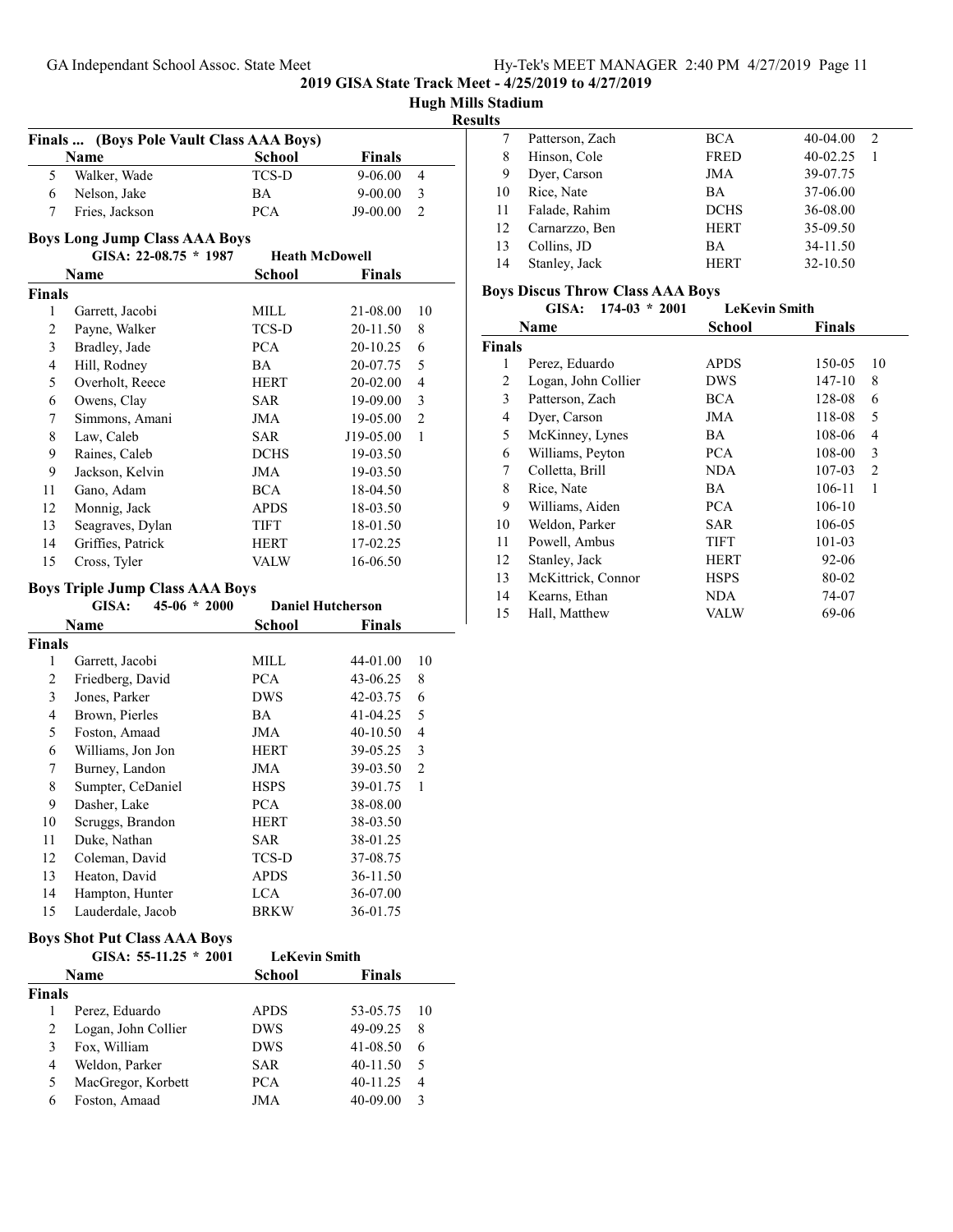2019 GISA State Track Meet - 4/25/2019 to 4/27/2019

Hugh Mills Stadium

Results

**Finals ... (Boys Pole Vault Class AAA Boys)**

| | Name | School | Finals | |
|---|---|---|---|---|
| 5 | Walker, Wade | TCS-D | 9-06.00 | 4 |
| 6 | Nelson, Jake | BA | 9-00.00 | 3 |
| 7 | Fries, Jackson | PCA | J9-00.00 | 2 |

### Boys Long Jump Class AAA Boys

GISA: 22-08.75 * 1987 Heath McDowell

| | Name | School | Finals | |
|---|---|---|---|---|
| **Finals** | | | | |
| 1 | Garrett, Jacobi | MILL | 21-08.00 | 10 |
| 2 | Payne, Walker | TCS-D | 20-11.50 | 8 |
| 3 | Bradley, Jade | PCA | 20-10.25 | 6 |
| 4 | Hill, Rodney | BA | 20-07.75 | 5 |
| 5 | Overholt, Reece | HERT | 20-02.00 | 4 |
| 6 | Owens, Clay | SAR | 19-09.00 | 3 |
| 7 | Simmons, Amani | JMA | 19-05.00 | 2 |
| 8 | Law, Caleb | SAR | J19-05.00 | 1 |
| 9 | Raines, Caleb | DCHS | 19-03.50 | |
| 9 | Jackson, Kelvin | JMA | 19-03.50 | |
| 11 | Gano, Adam | BCA | 18-04.50 | |
| 12 | Monnig, Jack | APDS | 18-03.50 | |
| 13 | Seagraves, Dylan | TIFT | 18-01.50 | |
| 14 | Griffies, Patrick | HERT | 17-02.25 | |
| 15 | Cross, Tyler | VALW | 16-06.50 | |

### Boys Triple Jump Class AAA Boys

GISA: 45-06 * 2000 Daniel Hutcherson

| | Name | School | Finals | |
|---|---|---|---|---|
| **Finals** | | | | |
| 1 | Garrett, Jacobi | MILL | 44-01.00 | 10 |
| 2 | Friedberg, David | PCA | 43-06.25 | 8 |
| 3 | Jones, Parker | DWS | 42-03.75 | 6 |
| 4 | Brown, Pierles | BA | 41-04.25 | 5 |
| 5 | Foston, Amaad | JMA | 40-10.50 | 4 |
| 6 | Williams, Jon Jon | HERT | 39-05.25 | 3 |
| 7 | Burney, Landon | JMA | 39-03.50 | 2 |
| 8 | Sumpter, CeDaniel | HSPS | 39-01.75 | 1 |
| 9 | Dasher, Lake | PCA | 38-08.00 | |
| 10 | Scruggs, Brandon | HERT | 38-03.50 | |
| 11 | Duke, Nathan | SAR | 38-01.25 | |
| 12 | Coleman, David | TCS-D | 37-08.75 | |
| 13 | Heaton, David | APDS | 36-11.50 | |
| 14 | Hampton, Hunter | LCA | 36-07.00 | |
| 15 | Lauderdale, Jacob | BRKW | 36-01.75 | |

### Boys Shot Put Class AAA Boys

GISA: 55-11.25 * 2001 LeKevin Smith

| | Name | School | Finals | |
|---|---|---|---|---|
| **Finals** | | | | |
| 1 | Perez, Eduardo | APDS | 53-05.75 | 10 |
| 2 | Logan, John Collier | DWS | 49-09.25 | 8 |
| 3 | Fox, William | DWS | 41-08.50 | 6 |
| 4 | Weldon, Parker | SAR | 40-11.50 | 5 |
| 5 | MacGregor, Korbett | PCA | 40-11.25 | 4 |
| 6 | Foston, Amaad | JMA | 40-09.00 | 3 |
| 7 | Patterson, Zach | BCA | 40-04.00 | 2 |
| 8 | Hinson, Cole | FRED | 40-02.25 | 1 |
| 9 | Dyer, Carson | JMA | 39-07.75 | |
| 10 | Rice, Nate | BA | 37-06.00 | |
| 11 | Falade, Rahim | DCHS | 36-08.00 | |
| 12 | Carnarzzo, Ben | HERT | 35-09.50 | |
| 13 | Collins, JD | BA | 34-11.50 | |
| 14 | Stanley, Jack | HERT | 32-10.50 | |

### Boys Discus Throw Class AAA Boys

GISA: 174-03 * 2001 LeKevin Smith

| | Name | School | Finals | |
|---|---|---|---|---|
| **Finals** | | | | |
| 1 | Perez, Eduardo | APDS | 150-05 | 10 |
| 2 | Logan, John Collier | DWS | 147-10 | 8 |
| 3 | Patterson, Zach | BCA | 128-08 | 6 |
| 4 | Dyer, Carson | JMA | 118-08 | 5 |
| 5 | McKinney, Lynes | BA | 108-06 | 4 |
| 6 | Williams, Peyton | PCA | 108-00 | 3 |
| 7 | Colletta, Brill | NDA | 107-03 | 2 |
| 8 | Rice, Nate | BA | 106-11 | 1 |
| 9 | Williams, Aiden | PCA | 106-10 | |
| 10 | Weldon, Parker | SAR | 106-05 | |
| 11 | Powell, Ambus | TIFT | 101-03 | |
| 12 | Stanley, Jack | HERT | 92-06 | |
| 13 | McKittrick, Connor | HSPS | 80-02 | |
| 14 | Kearns, Ethan | NDA | 74-07 | |
| 15 | Hall, Matthew | VALW | 69-06 | |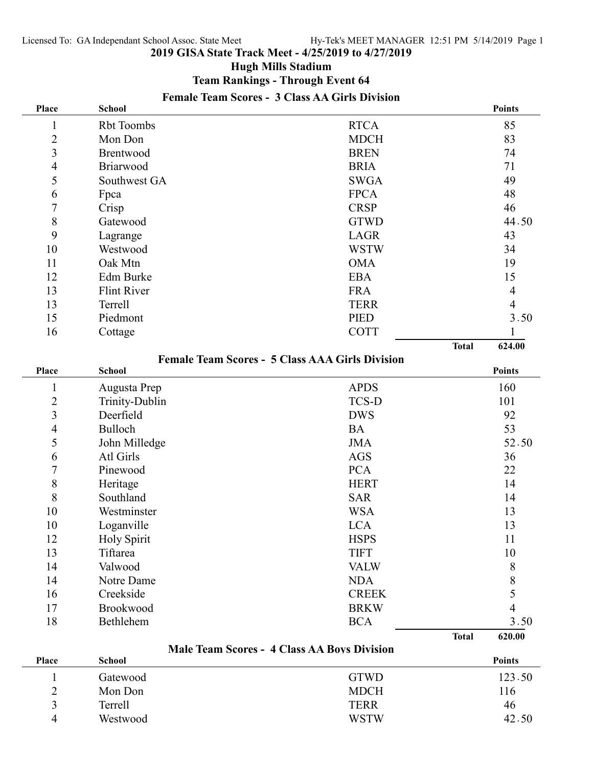## 2019 GISA State Track Meet - 4/25/2019 to 4/27/2019

### Hugh Mills Stadium

### Team Rankings - Through Event 64

#### Female Team Scores - 3 Class AA Girls Division

| Place | School | | Points |
|---|---|---|---|
| 1 | Rbt Toombs | RTCA | 85 |
| 2 | Mon Don | MDCH | 83 |
| 3 | Brentwood | BREN | 74 |
| 4 | Briarwood | BRIA | 71 |
| 5 | Southwest GA | SWGA | 49 |
| 6 | Fpca | FPCA | 48 |
| 7 | Crisp | CRSP | 46 |
| 8 | Gatewood | GTWD | 44.50 |
| 9 | Lagrange | LAGR | 43 |
| 10 | Westwood | WSTW | 34 |
| 11 | Oak Mtn | OMA | 19 |
| 12 | Edm Burke | EBA | 15 |
| 13 | Flint River | FRA | 4 |
| 13 | Terrell | TERR | 4 |
| 15 | Piedmont | PIED | 3.50 |
| 16 | Cottage | COTT | 1 |
| | | **Total** | **624.00** |

#### Female Team Scores - 5 Class AAA Girls Division

| Place | School | | Points |
|---|---|---|---|
| 1 | Augusta Prep | APDS | 160 |
| 2 | Trinity-Dublin | TCS-D | 101 |
| 3 | Deerfield | DWS | 92 |
| 4 | Bulloch | BA | 53 |
| 5 | John Milledge | JMA | 52.50 |
| 6 | Atl Girls | AGS | 36 |
| 7 | Pinewood | PCA | 22 |
| 8 | Heritage | HERT | 14 |
| 8 | Southland | SAR | 14 |
| 10 | Westminster | WSA | 13 |
| 10 | Loganville | LCA | 13 |
| 12 | Holy Spirit | HSPS | 11 |
| 13 | Tiftarea | TIFT | 10 |
| 14 | Valwood | VALW | 8 |
| 14 | Notre Dame | NDA | 8 |
| 16 | Creekside | CREEK | 5 |
| 17 | Brookwood | BRKW | 4 |
| 18 | Bethlehem | BCA | 3.50 |
| | | **Total** | **620.00** |

#### Male Team Scores - 4 Class AA Boys Division

| Place | School | | Points |
|---|---|---|---|
| 1 | Gatewood | GTWD | 123.50 |
| 2 | Mon Don | MDCH | 116 |
| 3 | Terrell | TERR | 46 |
| 4 | Westwood | WSTW | 42.50 |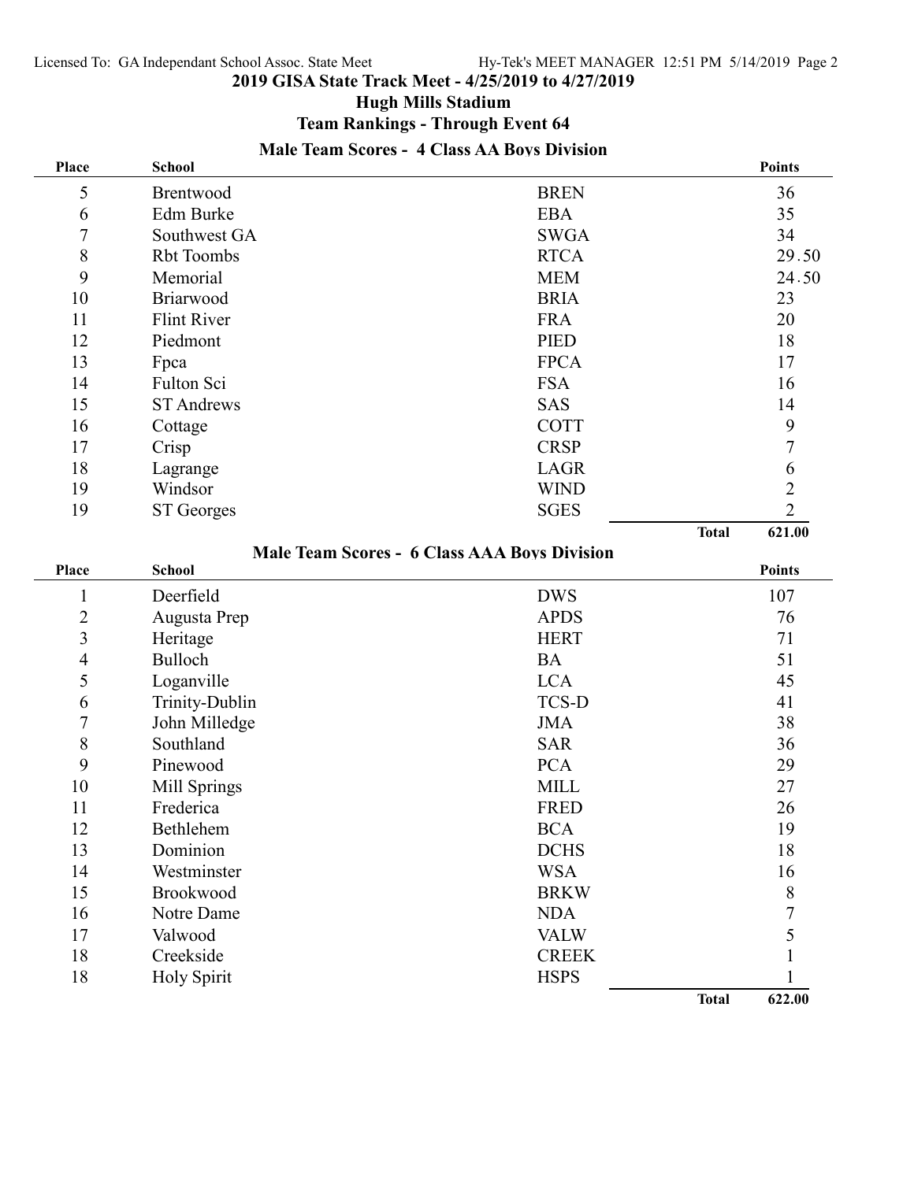## 2019 GISA State Track Meet - 4/25/2019 to 4/27/2019

### Hugh Mills Stadium

### Team Rankings - Through Event 64

**Male Team Scores - 4 Class AA Boys Division**

| Place | School | | Points |
|---|---|---|---|
| 5 | Brentwood | BREN | 36 |
| 6 | Edm Burke | EBA | 35 |
| 7 | Southwest GA | SWGA | 34 |
| 8 | Rbt Toombs | RTCA | 29.50 |
| 9 | Memorial | MEM | 24.50 |
| 10 | Briarwood | BRIA | 23 |
| 11 | Flint River | FRA | 20 |
| 12 | Piedmont | PIED | 18 |
| 13 | Fpca | FPCA | 17 |
| 14 | Fulton Sci | FSA | 16 |
| 15 | ST Andrews | SAS | 14 |
| 16 | Cottage | COTT | 9 |
| 17 | Crisp | CRSP | 7 |
| 18 | Lagrange | LAGR | 6 |
| 19 | Windsor | WIND | 2 |
| 19 | ST Georges | SGES | 2 |
| | | **Total** | **621.00** |

**Male Team Scores - 6 Class AAA Boys Division**

| Place | School | | Points |
|---|---|---|---|
| 1 | Deerfield | DWS | 107 |
| 2 | Augusta Prep | APDS | 76 |
| 3 | Heritage | HERT | 71 |
| 4 | Bulloch | BA | 51 |
| 5 | Loganville | LCA | 45 |
| 6 | Trinity-Dublin | TCS-D | 41 |
| 7 | John Milledge | JMA | 38 |
| 8 | Southland | SAR | 36 |
| 9 | Pinewood | PCA | 29 |
| 10 | Mill Springs | MILL | 27 |
| 11 | Frederica | FRED | 26 |
| 12 | Bethlehem | BCA | 19 |
| 13 | Dominion | DCHS | 18 |
| 14 | Westminster | WSA | 16 |
| 15 | Brookwood | BRKW | 8 |
| 16 | Notre Dame | NDA | 7 |
| 17 | Valwood | VALW | 5 |
| 18 | Creekside | CREEK | 1 |
| 18 | Holy Spirit | HSPS | 1 |
| | | **Total** | **622.00** |